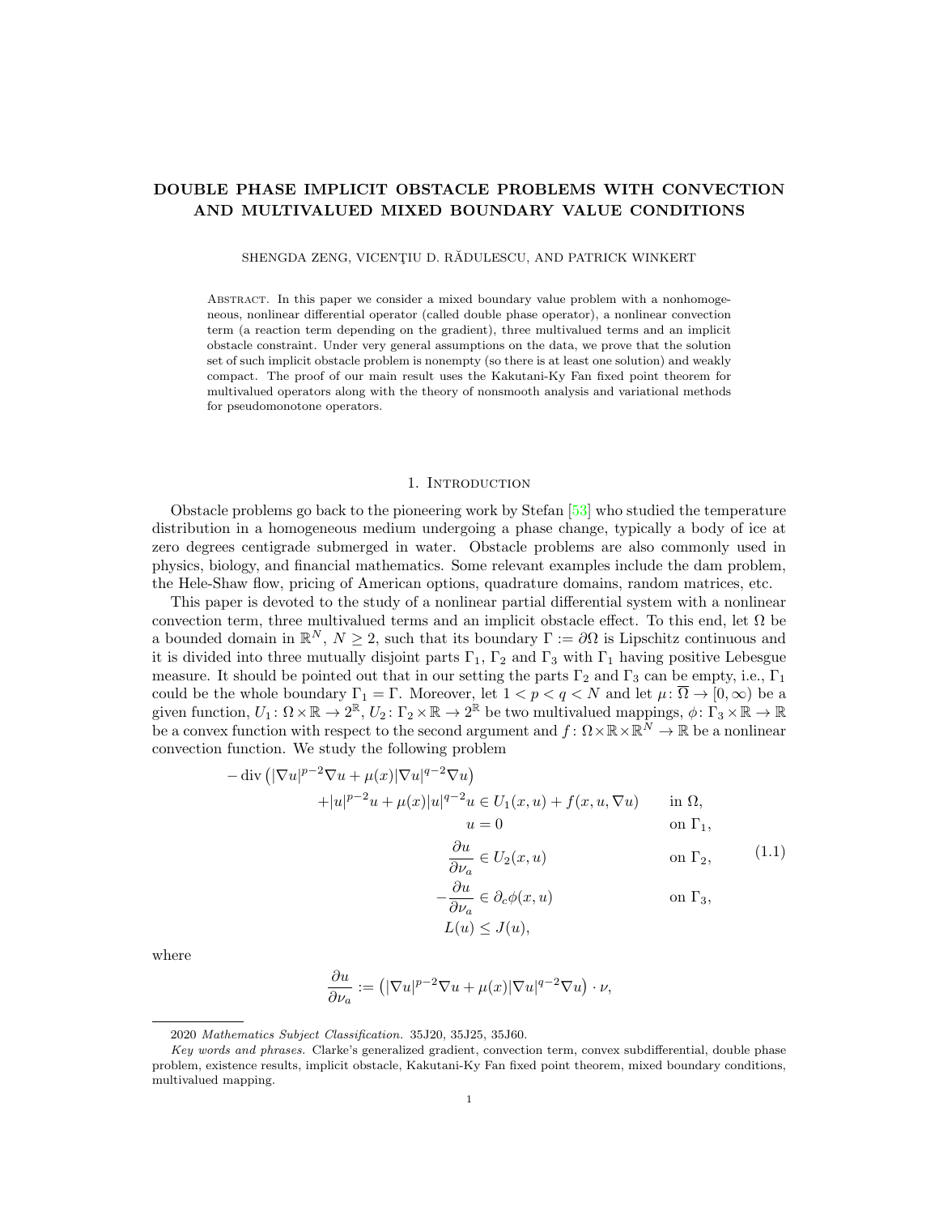# DOUBLE PHASE IMPLICIT OBSTACLE PROBLEMS WITH CONVECTION AND MULTIVALUED MIXED BOUNDARY VALUE CONDITIONS

SHENGDA ZENG, VICENŢIU D. RĂDULESCU, AND PATRICK WINKERT

Abstract. In this paper we consider a mixed boundary value problem with a nonhomogeneous, nonlinear differential operator (called double phase operator), a nonlinear convection term (a reaction term depending on the gradient), three multivalued terms and an implicit obstacle constraint. Under very general assumptions on the data, we prove that the solution set of such implicit obstacle problem is nonempty (so there is at least one solution) and weakly compact. The proof of our main result uses the Kakutani-Ky Fan fixed point theorem for multivalued operators along with the theory of nonsmooth analysis and variational methods for pseudomonotone operators.

## 1. Introduction

Obstacle problems go back to the pioneering work by Stefan [53] who studied the temperature distribution in a homogeneous medium undergoing a phase change, typically a body of ice at zero degrees centigrade submerged in water. Obstacle problems are also commonly used in physics, biology, and financial mathematics. Some relevant examples include the dam problem, the Hele-Shaw flow, pricing of American options, quadrature domains, random matrices, etc.

This paper is devoted to the study of a nonlinear partial differential system with a nonlinear convection term, three multivalued terms and an implicit obstacle effect. To this end, let $\Omega$ be a bounded domain in $\mathbb{R}^N$, $N \geq 2$, such that its boundary $\Gamma := \partial\Omega$ is Lipschitz continuous and it is divided into three mutually disjoint parts $\Gamma_1$, $\Gamma_2$ and $\Gamma_3$ with $\Gamma_1$ having positive Lebesgue measure. It should be pointed out that in our setting the parts $\Gamma_2$ and $\Gamma_3$ can be empty, i.e., $\Gamma_1$ could be the whole boundary $\Gamma_1 = \Gamma$. Moreover, let $1 < p < q < N$ and let $\mu\colon \overline{\Omega} \to [0,\infty)$ be a given function, $U_1\colon \Omega\times\mathbb{R} \to 2^{\mathbb{R}}$, $U_2\colon \Gamma_2\times\mathbb{R} \to 2^{\mathbb{R}}$ be two multivalued mappings, $\phi\colon \Gamma_3\times\mathbb{R}\to\mathbb{R}$ be a convex function with respect to the second argument and $f\colon \Omega\times\mathbb{R}\times\mathbb{R}^N \to \mathbb{R}$ be a nonlinear convection function. We study the following problem

$$
\begin{aligned}
-\operatorname{div}\left(|\nabla u|^{p-2}\nabla u+\mu(x)|\nabla u|^{q-2}\nabla u\right)&\\
+|u|^{p-2}u+\mu(x)|u|^{q-2}u &\in U_1(x,u)+f(x,u,\nabla u) \quad && \text{in } \Omega,\\
u&=0 && \text{on } \Gamma_1,\\
\frac{\partial u}{\partial \nu_a}&\in U_2(x,u) && \text{on } \Gamma_2,\\
-\frac{\partial u}{\partial \nu_a}&\in \partial_c\phi(x,u) && \text{on } \Gamma_3,\\
L(u)&\leq J(u),
\end{aligned}
\tag{1.1}
$$

where

$$
\frac{\partial u}{\partial \nu_a}:=\left(|\nabla u|^{p-2}\nabla u+\mu(x)|\nabla u|^{q-2}\nabla u\right)\cdot\nu,
$$

---

2020 *Mathematics Subject Classification.* 35J20, 35J25, 35J60.

*Key words and phrases.* Clarke's generalized gradient, convection term, convex subdifferential, double phase problem, existence results, implicit obstacle, Kakutani-Ky Fan fixed point theorem, mixed boundary conditions, multivalued mapping.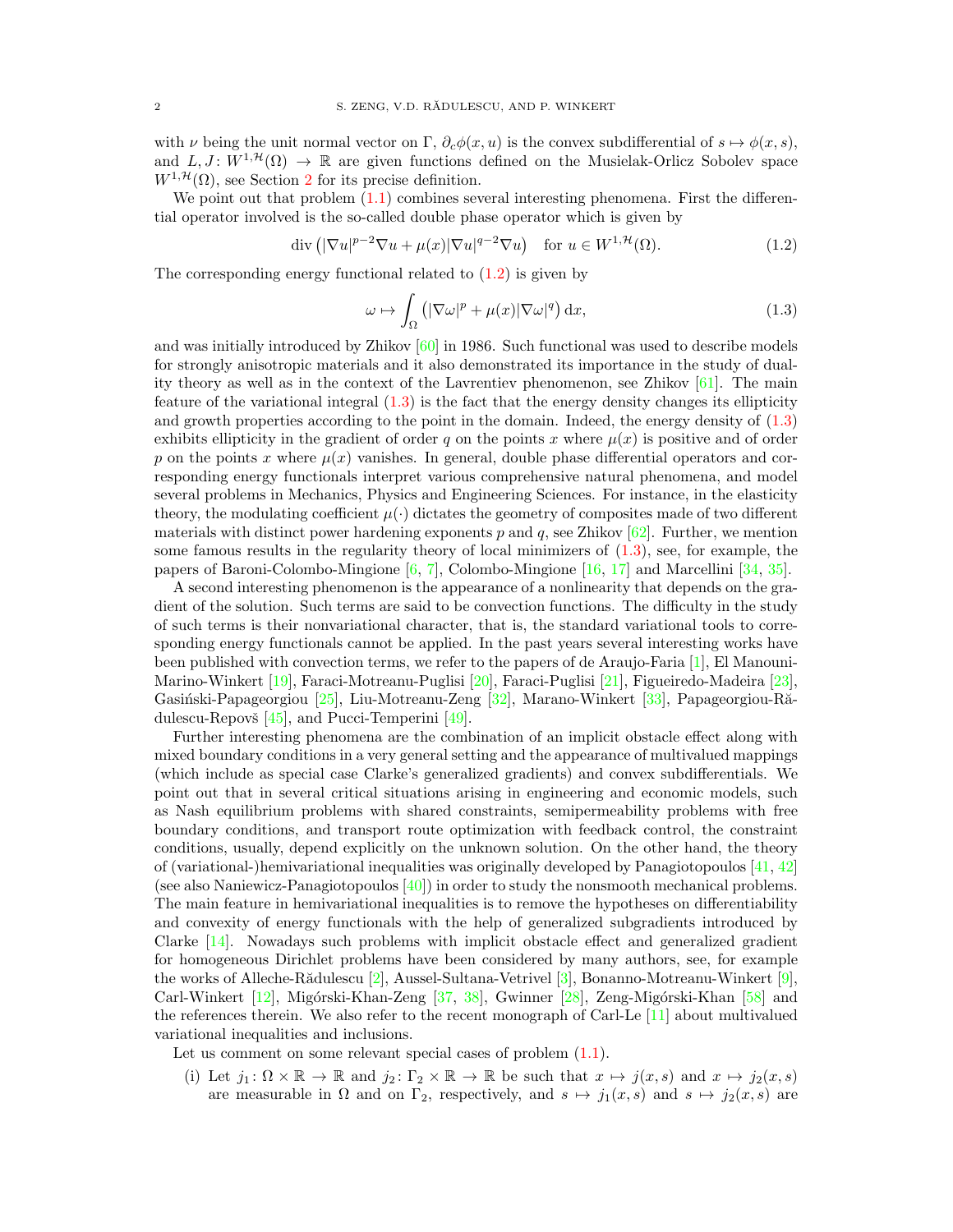with $\nu$ being the unit normal vector on $\Gamma$, $\partial_c \phi(x,u)$ is the convex subdifferential of $s \mapsto \phi(x,s)$, and $L, J\colon W^{1,\mathcal{H}}(\Omega) \to \mathbb{R}$ are given functions defined on the Musielak-Orlicz Sobolev space $W^{1,\mathcal{H}}(\Omega)$, see Section 2 for its precise definition.

We point out that problem (1.1) combines several interesting phenomena. First the differential operator involved is the so-called double phase operator which is given by

$$\operatorname{div}\left(|\nabla u|^{p-2}\nabla u + \mu(x)|\nabla u|^{q-2}\nabla u\right) \quad \text{for } u \in W^{1,\mathcal{H}}(\Omega). \tag{1.2}$$

The corresponding energy functional related to (1.2) is given by

$$\omega \mapsto \int_\Omega \left(|\nabla \omega|^p + \mu(x)|\nabla \omega|^q\right) \mathrm{d}x, \tag{1.3}$$

and was initially introduced by Zhikov [60] in 1986. Such functional was used to describe models for strongly anisotropic materials and it also demonstrated its importance in the study of duality theory as well as in the context of the Lavrentiev phenomenon, see Zhikov [61]. The main feature of the variational integral (1.3) is the fact that the energy density changes its ellipticity and growth properties according to the point in the domain. Indeed, the energy density of (1.3) exhibits ellipticity in the gradient of order $q$ on the points $x$ where $\mu(x)$ is positive and of order $p$ on the points $x$ where $\mu(x)$ vanishes. In general, double phase differential operators and corresponding energy functionals interpret various comprehensive natural phenomena, and model several problems in Mechanics, Physics and Engineering Sciences. For instance, in the elasticity theory, the modulating coefficient $\mu(\cdot)$ dictates the geometry of composites made of two different materials with distinct power hardening exponents $p$ and $q$, see Zhikov [62]. Further, we mention some famous results in the regularity theory of local minimizers of (1.3), see, for example, the papers of Baroni-Colombo-Mingione [6, 7], Colombo-Mingione [16, 17] and Marcellini [34, 35].

A second interesting phenomenon is the appearance of a nonlinearity that depends on the gradient of the solution. Such terms are said to be convection functions. The difficulty in the study of such terms is their nonvariational character, that is, the standard variational tools to corresponding energy functionals cannot be applied. In the past years several interesting works have been published with convection terms, we refer to the papers of de Araujo-Faria [1], El Manouni-Marino-Winkert [19], Faraci-Motreanu-Puglisi [20], Faraci-Puglisi [21], Figueiredo-Madeira [23], Gasiński-Papageorgiou [25], Liu-Motreanu-Zeng [32], Marano-Winkert [33], Papageorgiou-Rădulescu-Repovš [45], and Pucci-Temperini [49].

Further interesting phenomena are the combination of an implicit obstacle effect along with mixed boundary conditions in a very general setting and the appearance of multivalued mappings (which include as special case Clarke's generalized gradients) and convex subdifferentials. We point out that in several critical situations arising in engineering and economic models, such as Nash equilibrium problems with shared constraints, semipermeability problems with free boundary conditions, and transport route optimization with feedback control, the constraint conditions, usually, depend explicitly on the unknown solution. On the other hand, the theory of (variational-)hemivariational inequalities was originally developed by Panagiotopoulos [41, 42] (see also Naniewicz-Panagiotopoulos [40]) in order to study the nonsmooth mechanical problems. The main feature in hemivariational inequalities is to remove the hypotheses on differentiability and convexity of energy functionals with the help of generalized subgradients introduced by Clarke [14]. Nowadays such problems with implicit obstacle effect and generalized gradient for homogeneous Dirichlet problems have been considered by many authors, see, for example the works of Alleche-Rădulescu [2], Aussel-Sultana-Vetrivel [3], Bonanno-Motreanu-Winkert [9], Carl-Winkert [12], Migórski-Khan-Zeng [37, 38], Gwinner [28], Zeng-Migórski-Khan [58] and the references therein. We also refer to the recent monograph of Carl-Le [11] about multivalued variational inequalities and inclusions.

Let us comment on some relevant special cases of problem (1.1).

(i) Let $j_1\colon \Omega \times \mathbb{R} \to \mathbb{R}$ and $j_2\colon \Gamma_2 \times \mathbb{R} \to \mathbb{R}$ be such that $x \mapsto j(x,s)$ and $x \mapsto j_2(x,s)$ are measurable in $\Omega$ and on $\Gamma_2$, respectively, and $s \mapsto j_1(x,s)$ and $s \mapsto j_2(x,s)$ are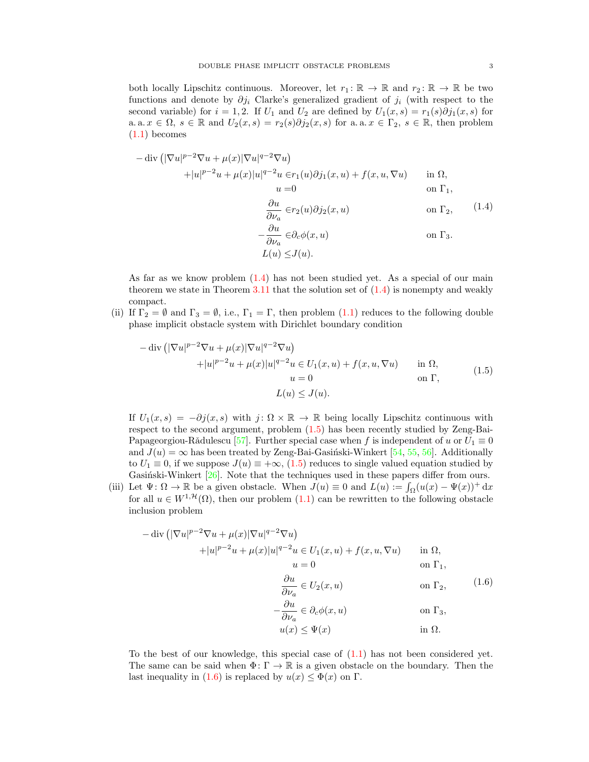both locally Lipschitz continuous. Moreover, let $r_1\colon \mathbb{R} \to \mathbb{R}$ and $r_2\colon \mathbb{R} \to \mathbb{R}$ be two functions and denote by $\partial j_i$ Clarke's generalized gradient of $j_i$ (with respect to the second variable) for $i = 1, 2$. If $U_1$ and $U_2$ are defined by $U_1(x, s) = r_1(s)\partial j_1(x, s)$ for a. a. $x \in \Omega$, $s \in \mathbb{R}$ and $U_2(x, s) = r_2(s)\partial j_2(x, s)$ for a. a. $x \in \Gamma_2$, $s \in \mathbb{R}$, then problem (1.1) becomes

$$
\begin{aligned}
-\operatorname{div}\big(|\nabla u|^{p-2}\nabla u + \mu(x)|\nabla u|^{q-2}\nabla u\big)&\\
+|u|^{p-2}u + \mu(x)|u|^{q-2}u &\in r_1(u)\partial j_1(x, u) + f(x, u, \nabla u) && \text{in } \Omega,\\
u &= 0 && \text{on } \Gamma_1,\\
\frac{\partial u}{\partial \nu_a} &\in r_2(u)\partial j_2(x, u) && \text{on } \Gamma_2,\\
-\frac{\partial u}{\partial \nu_a} &\in \partial_c \phi(x, u) && \text{on } \Gamma_3.\\
L(u) &\leq J(u).
\end{aligned}
\tag{1.4}
$$

As far as we know problem (1.4) has not been studied yet. As a special of our main theorem we state in Theorem 3.11 that the solution set of (1.4) is nonempty and weakly compact.

(ii) If $\Gamma_2 = \emptyset$ and $\Gamma_3 = \emptyset$, i.e., $\Gamma_1 = \Gamma$, then problem (1.1) reduces to the following double phase implicit obstacle system with Dirichlet boundary condition

$$
\begin{aligned}
-\operatorname{div}\big(|\nabla u|^{p-2}\nabla u + \mu(x)|\nabla u|^{q-2}\nabla u\big)&\\
+|u|^{p-2}u + \mu(x)|u|^{q-2}u &\in U_1(x, u) + f(x, u, \nabla u) && \text{in } \Omega,\\
u &= 0 && \text{on } \Gamma,\\
L(u) &\leq J(u).
\end{aligned}
\tag{1.5}
$$

If $U_1(x, s) = -\partial j(x, s)$ with $j\colon \Omega \times \mathbb{R} \to \mathbb{R}$ being locally Lipschitz continuous with respect to the second argument, problem (1.5) has been recently studied by Zeng-Bai-Papageorgiou-Rădulescu [57]. Further special case when $f$ is independent of $u$ or $U_1 \equiv 0$ and $J(u) = \infty$ has been treated by Zeng-Bai-Gasiński-Winkert [54, 55, 56]. Additionally to $U_1 \equiv 0$, if we suppose $J(u) \equiv +\infty$, (1.5) reduces to single valued equation studied by Gasiński-Winkert [26]. Note that the techniques used in these papers differ from ours.

(iii) Let $\Psi\colon \Omega \to \mathbb{R}$ be a given obstacle. When $J(u) \equiv 0$ and $L(u) := \int_\Omega (u(x) - \Psi(x))^+ \,\mathrm{d}x$ for all $u \in W^{1,\mathcal{H}}(\Omega)$, then our problem (1.1) can be rewritten to the following obstacle inclusion problem

$$
\begin{aligned}
-\operatorname{div}\big(|\nabla u|^{p-2}\nabla u + \mu(x)|\nabla u|^{q-2}\nabla u\big)&\\
+|u|^{p-2}u + \mu(x)|u|^{q-2}u &\in U_1(x, u) + f(x, u, \nabla u) && \text{in } \Omega,\\
u &= 0 && \text{on } \Gamma_1,\\
\frac{\partial u}{\partial \nu_a} &\in U_2(x, u) && \text{on } \Gamma_2,\\
-\frac{\partial u}{\partial \nu_a} &\in \partial_c \phi(x, u) && \text{on } \Gamma_3,\\
u(x) &\leq \Psi(x) && \text{in } \Omega.
\end{aligned}
\tag{1.6}
$$

To the best of our knowledge, this special case of (1.1) has not been considered yet. The same can be said when $\Phi\colon \Gamma \to \mathbb{R}$ is a given obstacle on the boundary. Then the last inequality in (1.6) is replaced by $u(x) \leq \Phi(x)$ on $\Gamma$.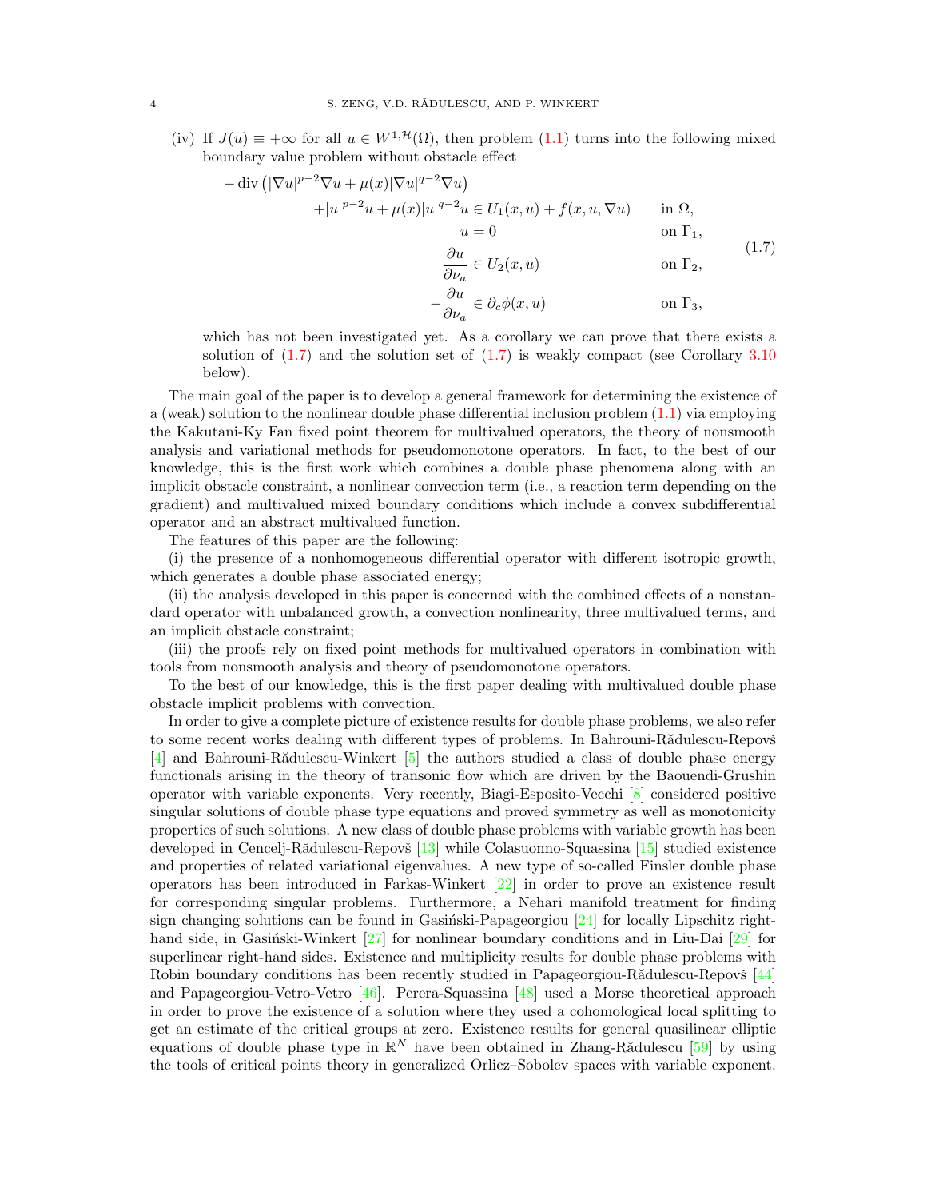(iv) If $J(u) \equiv +\infty$ for all $u \in W^{1,\mathcal{H}}(\Omega)$, then problem (1.1) turns into the following mixed boundary value problem without obstacle effect

$$
\begin{aligned}
&-\operatorname{div}\left(|\nabla u|^{p-2}\nabla u + \mu(x)|\nabla u|^{q-2}\nabla u\right) \\
&\qquad\qquad + |u|^{p-2}u + \mu(x)|u|^{q-2}u \in U_1(x,u) + f(x,u,\nabla u) && \text{in } \Omega, \\
&\qquad\qquad\qquad\qquad\qquad\qquad u = 0 && \text{on } \Gamma_1, \\
&\qquad\qquad\qquad\qquad\qquad\quad \frac{\partial u}{\partial \nu_a} \in U_2(x,u) && \text{on } \Gamma_2, \\
&\qquad\qquad\qquad\qquad\quad -\frac{\partial u}{\partial \nu_a} \in \partial_c \phi(x,u) && \text{on } \Gamma_3,
\end{aligned}
\tag{1.7}
$$

which has not been investigated yet. As a corollary we can prove that there exists a solution of (1.7) and the solution set of (1.7) is weakly compact (see Corollary 3.10 below).

The main goal of the paper is to develop a general framework for determining the existence of a (weak) solution to the nonlinear double phase differential inclusion problem (1.1) via employing the Kakutani-Ky Fan fixed point theorem for multivalued operators, the theory of nonsmooth analysis and variational methods for pseudomonotone operators. In fact, to the best of our knowledge, this is the first work which combines a double phase phenomena along with an implicit obstacle constraint, a nonlinear convection term (i.e., a reaction term depending on the gradient) and multivalued mixed boundary conditions which include a convex subdifferential operator and an abstract multivalued function.

The features of this paper are the following:

(i) the presence of a nonhomogeneous differential operator with different isotropic growth, which generates a double phase associated energy;

(ii) the analysis developed in this paper is concerned with the combined effects of a nonstandard operator with unbalanced growth, a convection nonlinearity, three multivalued terms, and an implicit obstacle constraint;

(iii) the proofs rely on fixed point methods for multivalued operators in combination with tools from nonsmooth analysis and theory of pseudomonotone operators.

To the best of our knowledge, this is the first paper dealing with multivalued double phase obstacle implicit problems with convection.

In order to give a complete picture of existence results for double phase problems, we also refer to some recent works dealing with different types of problems. In Bahrouni-Rădulescu-Repovš [4] and Bahrouni-Rădulescu-Winkert [5] the authors studied a class of double phase energy functionals arising in the theory of transonic flow which are driven by the Baouendi-Grushin operator with variable exponents. Very recently, Biagi-Esposito-Vecchi [8] considered positive singular solutions of double phase type equations and proved symmetry as well as monotonicity properties of such solutions. A new class of double phase problems with variable growth has been developed in Cencelj-Rădulescu-Repovš [13] while Colasuonno-Squassina [15] studied existence and properties of related variational eigenvalues. A new type of so-called Finsler double phase operators has been introduced in Farkas-Winkert [22] in order to prove an existence result for corresponding singular problems. Furthermore, a Nehari manifold treatment for finding sign changing solutions can be found in Gasiński-Papageorgiou [24] for locally Lipschitz right-hand side, in Gasiński-Winkert [27] for nonlinear boundary conditions and in Liu-Dai [29] for superlinear right-hand sides. Existence and multiplicity results for double phase problems with Robin boundary conditions has been recently studied in Papageorgiou-Rădulescu-Repovš [44] and Papageorgiou-Vetro-Vetro [46]. Perera-Squassina [48] used a Morse theoretical approach in order to prove the existence of a solution where they used a cohomological local splitting to get an estimate of the critical groups at zero. Existence results for general quasilinear elliptic equations of double phase type in $\mathbb{R}^N$ have been obtained in Zhang-Rădulescu [59] by using the tools of critical points theory in generalized Orlicz–Sobolev spaces with variable exponent.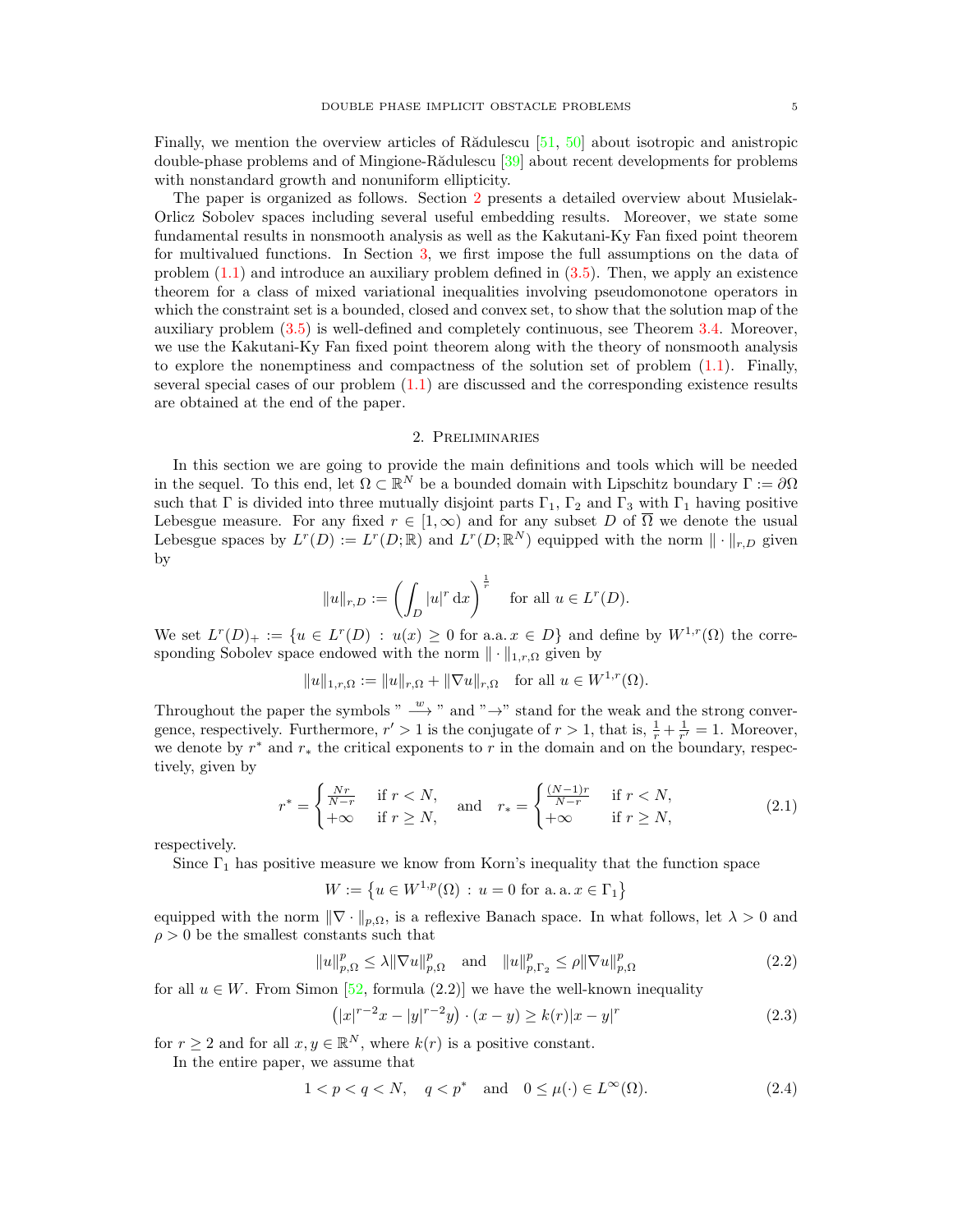Finally, we mention the overview articles of Rădulescu [51, 50] about isotropic and anistropic double-phase problems and of Mingione-Rădulescu [39] about recent developments for problems with nonstandard growth and nonuniform ellipticity.

The paper is organized as follows. Section 2 presents a detailed overview about Musielak-Orlicz Sobolev spaces including several useful embedding results. Moreover, we state some fundamental results in nonsmooth analysis as well as the Kakutani-Ky Fan fixed point theorem for multivalued functions. In Section 3, we first impose the full assumptions on the data of problem (1.1) and introduce an auxiliary problem defined in (3.5). Then, we apply an existence theorem for a class of mixed variational inequalities involving pseudomonotone operators in which the constraint set is a bounded, closed and convex set, to show that the solution map of the auxiliary problem (3.5) is well-defined and completely continuous, see Theorem 3.4. Moreover, we use the Kakutani-Ky Fan fixed point theorem along with the theory of nonsmooth analysis to explore the nonemptiness and compactness of the solution set of problem (1.1). Finally, several special cases of our problem (1.1) are discussed and the corresponding existence results are obtained at the end of the paper.

## 2. Preliminaries

In this section we are going to provide the main definitions and tools which will be needed in the sequel. To this end, let $\Omega \subset \mathbb{R}^N$ be a bounded domain with Lipschitz boundary $\Gamma := \partial\Omega$ such that $\Gamma$ is divided into three mutually disjoint parts $\Gamma_1$, $\Gamma_2$ and $\Gamma_3$ with $\Gamma_1$ having positive Lebesgue measure. For any fixed $r \in [1,\infty)$ and for any subset $D$ of $\overline{\Omega}$ we denote the usual Lebesgue spaces by $L^r(D) := L^r(D;\mathbb{R})$ and $L^r(D;\mathbb{R}^N)$ equipped with the norm $\|\cdot\|_{r,D}$ given by

$$\|u\|_{r,D} := \left(\int_D |u|^r \,\mathrm{d}x\right)^{\frac{1}{r}} \quad \text{for all } u \in L^r(D).$$

We set $L^r(D)_+ := \{u \in L^r(D) : u(x) \geq 0 \text{ for a.a. } x \in D\}$ and define by $W^{1,r}(\Omega)$ the corresponding Sobolev space endowed with the norm $\|\cdot\|_{1,r,\Omega}$ given by

$$\|u\|_{1,r,\Omega} := \|u\|_{r,\Omega} + \|\nabla u\|_{r,\Omega} \quad \text{for all } u \in W^{1,r}(\Omega).$$

Throughout the paper the symbols "$\xrightarrow{w}$" and "$\to$" stand for the weak and the strong convergence, respectively. Furthermore, $r' > 1$ is the conjugate of $r > 1$, that is, $\frac{1}{r} + \frac{1}{r'} = 1$. Moreover, we denote by $r^*$ and $r_*$ the critical exponents to $r$ in the domain and on the boundary, respectively, given by

$$r^* = \begin{cases} \frac{Nr}{N-r} & \text{if } r < N, \\ +\infty & \text{if } r \geq N, \end{cases} \quad \text{and} \quad r_* = \begin{cases} \frac{(N-1)r}{N-r} & \text{if } r < N, \\ +\infty & \text{if } r \geq N, \end{cases} \tag{2.1}$$

respectively.

Since $\Gamma_1$ has positive measure we know from Korn's inequality that the function space

$$W := \left\{u \in W^{1,p}(\Omega) : u = 0 \text{ for a. a. } x \in \Gamma_1\right\}$$

equipped with the norm $\|\nabla \cdot\|_{p,\Omega}$, is a reflexive Banach space. In what follows, let $\lambda > 0$ and $\rho > 0$ be the smallest constants such that

$$\|u\|_{p,\Omega}^p \leq \lambda \|\nabla u\|_{p,\Omega}^p \quad \text{and} \quad \|u\|_{p,\Gamma_2}^p \leq \rho \|\nabla u\|_{p,\Omega}^p \tag{2.2}$$

for all $u \in W$. From Simon [52, formula (2.2)] we have the well-known inequality

$$\left(|x|^{r-2}x - |y|^{r-2}y\right) \cdot (x-y) \geq k(r)|x-y|^r \tag{2.3}$$

for $r \geq 2$ and for all $x, y \in \mathbb{R}^N$, where $k(r)$ is a positive constant.

In the entire paper, we assume that

$$1 < p < q < N, \quad q < p^* \quad \text{and} \quad 0 \leq \mu(\cdot) \in L^\infty(\Omega). \tag{2.4}$$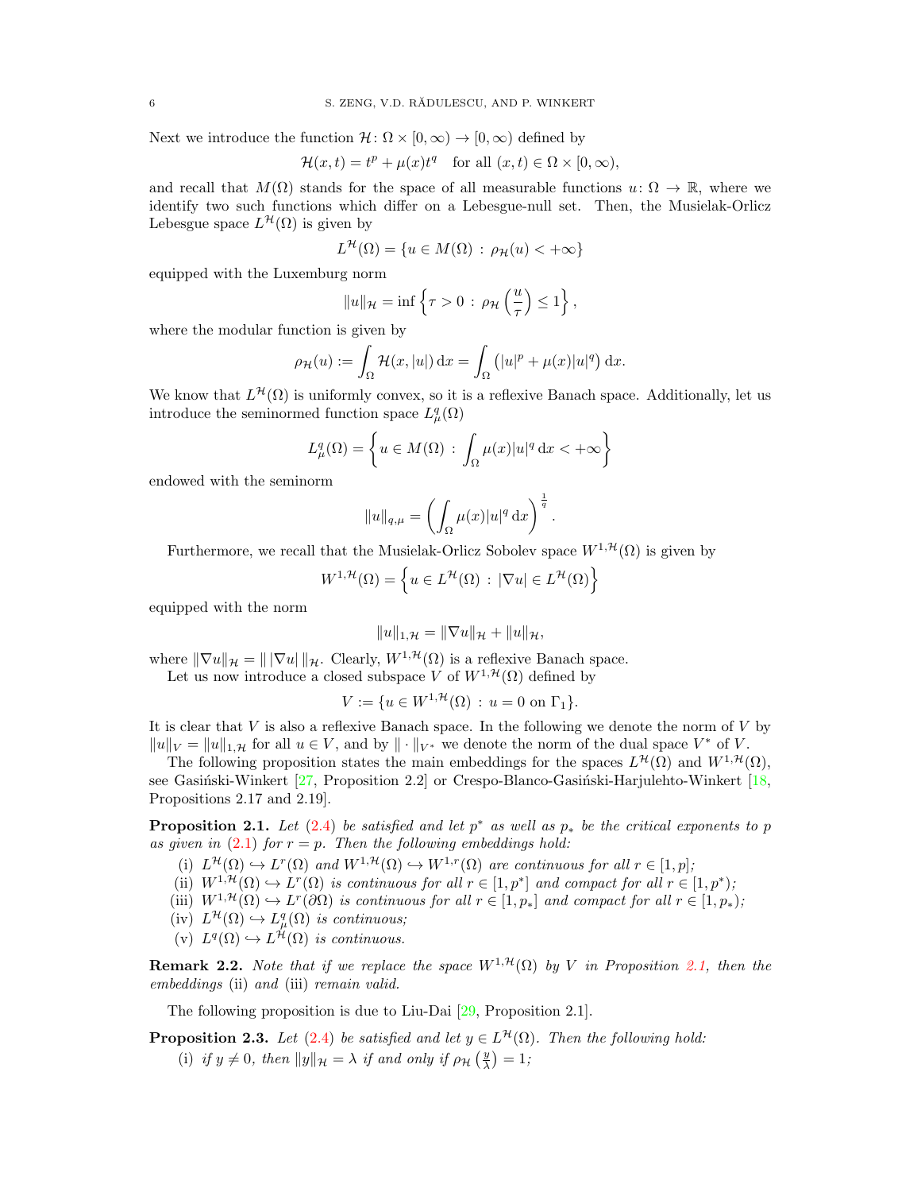Next we introduce the function $\mathcal{H}\colon \Omega \times [0,\infty) \to [0,\infty)$ defined by

$$\mathcal{H}(x,t) = t^p + \mu(x)t^q \quad \text{for all } (x,t) \in \Omega \times [0,\infty),$$

and recall that $M(\Omega)$ stands for the space of all measurable functions $u\colon \Omega \to \mathbb{R}$, where we identify two such functions which differ on a Lebesgue-null set. Then, the Musielak-Orlicz Lebesgue space $L^{\mathcal{H}}(\Omega)$ is given by

$$L^{\mathcal{H}}(\Omega) = \{u \in M(\Omega) \,:\, \rho_{\mathcal{H}}(u) < +\infty\}$$

equipped with the Luxemburg norm

$$\|u\|_{\mathcal{H}} = \inf\left\{\tau > 0 \,:\, \rho_{\mathcal{H}}\left(\frac{u}{\tau}\right) \leq 1\right\},$$

where the modular function is given by

$$\rho_{\mathcal{H}}(u) := \int_\Omega \mathcal{H}(x,|u|)\,\mathrm{d}x = \int_\Omega \left(|u|^p + \mu(x)|u|^q\right)\mathrm{d}x.$$

We know that $L^{\mathcal{H}}(\Omega)$ is uniformly convex, so it is a reflexive Banach space. Additionally, let us introduce the seminormed function space $L^q_\mu(\Omega)$

$$L^q_\mu(\Omega) = \left\{u \in M(\Omega) \,:\, \int_\Omega \mu(x)|u|^q\,\mathrm{d}x < +\infty\right\}$$

endowed with the seminorm

$$\|u\|_{q,\mu} = \left(\int_\Omega \mu(x)|u|^q\,\mathrm{d}x\right)^{\frac{1}{q}}.$$

Furthermore, we recall that the Musielak-Orlicz Sobolev space $W^{1,\mathcal{H}}(\Omega)$ is given by

$$W^{1,\mathcal{H}}(\Omega) = \left\{u \in L^{\mathcal{H}}(\Omega) \,:\, |\nabla u| \in L^{\mathcal{H}}(\Omega)\right\}$$

equipped with the norm

$$\|u\|_{1,\mathcal{H}} = \|\nabla u\|_{\mathcal{H}} + \|u\|_{\mathcal{H}},$$

where $\|\nabla u\|_{\mathcal{H}} = \|\,|\nabla u|\,\|_{\mathcal{H}}$. Clearly, $W^{1,\mathcal{H}}(\Omega)$ is a reflexive Banach space.

Let us now introduce a closed subspace $V$ of $W^{1,\mathcal{H}}(\Omega)$ defined by

$$V := \{u \in W^{1,\mathcal{H}}(\Omega) \,:\, u = 0 \text{ on } \Gamma_1\}.$$

It is clear that $V$ is also a reflexive Banach space. In the following we denote the norm of $V$ by $\|u\|_V = \|u\|_{1,\mathcal{H}}$ for all $u \in V$, and by $\|\cdot\|_{V^*}$ we denote the norm of the dual space $V^*$ of $V$.

The following proposition states the main embeddings for the spaces $L^{\mathcal{H}}(\Omega)$ and $W^{1,\mathcal{H}}(\Omega)$, see Gasiński-Winkert [27, Proposition 2.2] or Crespo-Blanco-Gasiński-Harjulehto-Winkert [18, Propositions 2.17 and 2.19].

**Proposition 2.1.** *Let (2.4) be satisfied and let $p^*$ as well as $p_*$ be the critical exponents to $p$ as given in (2.1) for $r = p$. Then the following embeddings hold:*

- (i) *$L^{\mathcal{H}}(\Omega) \hookrightarrow L^r(\Omega)$ and $W^{1,\mathcal{H}}(\Omega) \hookrightarrow W^{1,r}(\Omega)$ are continuous for all $r \in [1,p]$;*
- (ii) *$W^{1,\mathcal{H}}(\Omega) \hookrightarrow L^r(\Omega)$ is continuous for all $r \in [1,p^*]$ and compact for all $r \in [1,p^*)$;*
- (iii) *$W^{1,\mathcal{H}}(\Omega) \hookrightarrow L^r(\partial\Omega)$ is continuous for all $r \in [1,p_*]$ and compact for all $r \in [1,p_*)$;*
- (iv) *$L^{\mathcal{H}}(\Omega) \hookrightarrow L^q_\mu(\Omega)$ is continuous;*
- (v) *$L^q(\Omega) \hookrightarrow L^{\mathcal{H}}(\Omega)$ is continuous.*

**Remark 2.2.** *Note that if we replace the space $W^{1,\mathcal{H}}(\Omega)$ by $V$ in Proposition 2.1, then the embeddings* (ii) *and* (iii) *remain valid.*

The following proposition is due to Liu-Dai [29, Proposition 2.1].

**Proposition 2.3.** *Let (2.4) be satisfied and let $y \in L^{\mathcal{H}}(\Omega)$. Then the following hold:*

- (i) *if $y \neq 0$, then $\|y\|_{\mathcal{H}} = \lambda$ if and only if $\rho_{\mathcal{H}}\left(\frac{y}{\lambda}\right) = 1$;*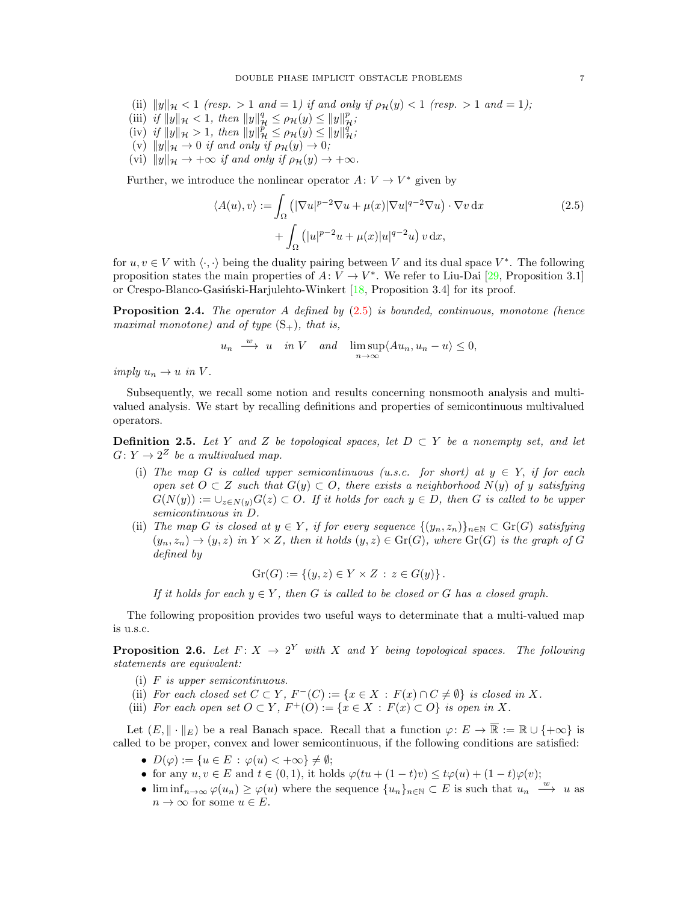(ii) $\|y\|_{\mathcal{H}} < 1$ *(resp.* $> 1$ *and* $= 1$*) if and only if* $\rho_{\mathcal{H}}(y) < 1$ *(resp.* $> 1$ *and* $= 1$*);*
(iii) *if* $\|y\|_{\mathcal{H}} < 1$*, then* $\|y\|_{\mathcal{H}}^q \le \rho_{\mathcal{H}}(y) \le \|y\|_{\mathcal{H}}^p$*;*
(iv) *if* $\|y\|_{\mathcal{H}} > 1$*, then* $\|y\|_{\mathcal{H}}^p \le \rho_{\mathcal{H}}(y) \le \|y\|_{\mathcal{H}}^q$*;*
(v) $\|y\|_{\mathcal{H}} \to 0$ *if and only if* $\rho_{\mathcal{H}}(y) \to 0$*;*
(vi) $\|y\|_{\mathcal{H}} \to +\infty$ *if and only if* $\rho_{\mathcal{H}}(y) \to +\infty$*.*

Further, we introduce the nonlinear operator $A\colon V \to V^*$ given by

$$
\begin{aligned}
\langle A(u), v\rangle := &\int_\Omega \left(|\nabla u|^{p-2}\nabla u + \mu(x)|\nabla u|^{q-2}\nabla u\right)\cdot \nabla v \,\mathrm{d}x \\
&+ \int_\Omega \left(|u|^{p-2}u + \mu(x)|u|^{q-2}u\right) v \,\mathrm{d}x,
\end{aligned}
\tag{2.5}
$$

for $u, v \in V$ with $\langle \cdot,\cdot\rangle$ being the duality pairing between $V$ and its dual space $V^*$. The following proposition states the main properties of $A\colon V \to V^*$. We refer to Liu-Dai [29, Proposition 3.1] or Crespo-Blanco-Gasiński-Harjulehto-Winkert [18, Proposition 3.4] for its proof.

**Proposition 2.4.** *The operator $A$ defined by (2.5) is bounded, continuous, monotone (hence maximal monotone) and of type* $(\mathrm{S}_+)$*, that is,*

$$
u_n \xrightarrow{\ w\ } u \quad \text{in } V \quad \text{and} \quad \limsup_{n\to\infty}\langle Au_n, u_n - u\rangle \le 0,
$$

*imply $u_n \to u$ in $V$.*

Subsequently, we recall some notion and results concerning nonsmooth analysis and multivalued analysis. We start by recalling definitions and properties of semicontinuous multivalued operators.

**Definition 2.5.** *Let $Y$ and $Z$ be topological spaces, let $D \subset Y$ be a nonempty set, and let $G\colon Y \to 2^Z$ be a multivalued map.*

(i) *The map $G$ is called upper semicontinuous (u.s.c. for short) at $y \in Y$, if for each open set $O \subset Z$ such that $G(y) \subset O$, there exists a neighborhood $N(y)$ of $y$ satisfying $G(N(y)) := \cup_{z\in N(y)} G(z) \subset O$. If it holds for each $y \in D$, then $G$ is called to be upper semicontinuous in $D$.*
(ii) *The map $G$ is closed at $y \in Y$, if for every sequence $\{(y_n, z_n)\}_{n\in\mathbb{N}} \subset \operatorname{Gr}(G)$ satisfying $(y_n, z_n) \to (y, z)$ in $Y \times Z$, then it holds $(y, z) \in \operatorname{Gr}(G)$, where $\operatorname{Gr}(G)$ is the graph of $G$ defined by*

$$
\operatorname{Gr}(G) := \{(y, z) \in Y \times Z \,:\, z \in G(y)\}.
$$

*If it holds for each $y \in Y$, then $G$ is called to be closed or $G$ has a closed graph.*

The following proposition provides two useful ways to determinate that a multi-valued map is u.s.c.

**Proposition 2.6.** *Let $F\colon X \to 2^Y$ with $X$ and $Y$ being topological spaces. The following statements are equivalent:*

(i) *$F$ is upper semicontinuous.*
(ii) *For each closed set $C \subset Y$, $F^-(C) := \{x \in X \,:\, F(x) \cap C \neq \emptyset\}$ is closed in $X$.*
(iii) *For each open set $O \subset Y$, $F^+(O) := \{x \in X \,:\, F(x) \subset O\}$ is open in $X$.*

Let $(E, \|\cdot\|_E)$ be a real Banach space. Recall that a function $\varphi\colon E \to \overline{\mathbb{R}} := \mathbb{R} \cup \{+\infty\}$ is called to be proper, convex and lower semicontinuous, if the following conditions are satisfied:

- $D(\varphi) := \{u \in E \,:\, \varphi(u) < +\infty\} \neq \emptyset$;
- for any $u, v \in E$ and $t \in (0,1)$, it holds $\varphi(tu + (1-t)v) \le t\varphi(u) + (1-t)\varphi(v)$;
- $\liminf_{n\to\infty} \varphi(u_n) \ge \varphi(u)$ where the sequence $\{u_n\}_{n\in\mathbb{N}} \subset E$ is such that $u_n \xrightarrow{\ w\ } u$ as $n \to \infty$ for some $u \in E$.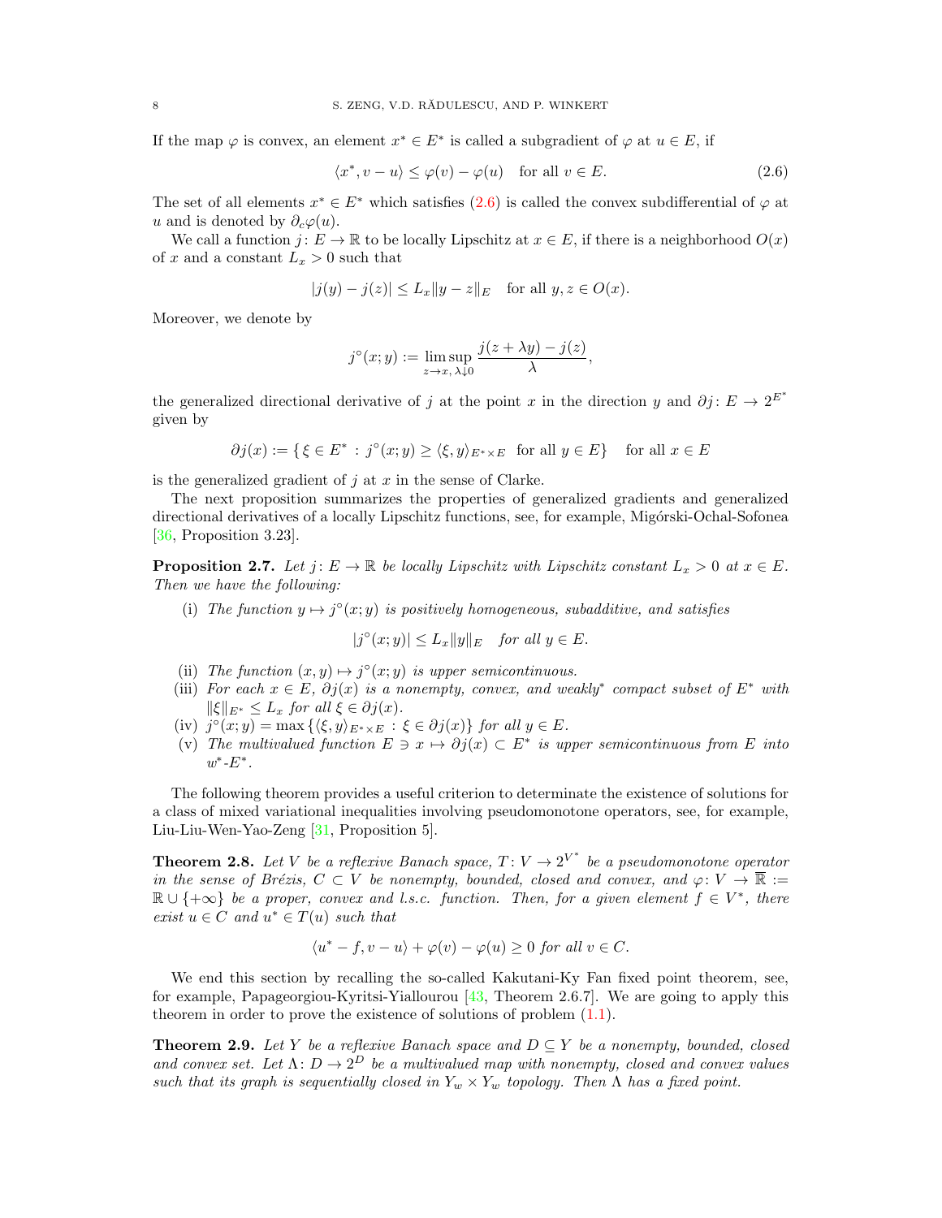If the map $\varphi$ is convex, an element $x^* \in E^*$ is called a subgradient of $\varphi$ at $u \in E$, if

$$\langle x^*, v-u\rangle \leq \varphi(v) - \varphi(u) \quad \text{for all } v \in E. \tag{2.6}$$

The set of all elements $x^* \in E^*$ which satisfies (2.6) is called the convex subdifferential of $\varphi$ at $u$ and is denoted by $\partial_c \varphi(u)$.

We call a function $j\colon E \to \mathbb{R}$ to be locally Lipschitz at $x \in E$, if there is a neighborhood $O(x)$ of $x$ and a constant $L_x > 0$ such that

$$|j(y) - j(z)| \leq L_x \|y-z\|_E \quad \text{for all } y,z \in O(x).$$

Moreover, we denote by

$$j^\circ(x;y) := \limsup_{z\to x,\, \lambda \downarrow 0} \frac{j(z+\lambda y) - j(z)}{\lambda},$$

the generalized directional derivative of $j$ at the point $x$ in the direction $y$ and $\partial j\colon E \to 2^{E^*}$ given by

$$\partial j(x) := \{\, \xi \in E^* \,:\, j^\circ(x;y) \geq \langle \xi, y\rangle_{E^*\times E} \ \text{ for all } y \in E\} \quad \text{for all } x \in E$$

is the generalized gradient of $j$ at $x$ in the sense of Clarke.

The next proposition summarizes the properties of generalized gradients and generalized directional derivatives of a locally Lipschitz functions, see, for example, Migórski-Ochal-Sofonea [36, Proposition 3.23].

**Proposition 2.7.** *Let $j\colon E \to \mathbb{R}$ be locally Lipschitz with Lipschitz constant $L_x > 0$ at $x \in E$. Then we have the following:*

(i) *The function $y \mapsto j^\circ(x;y)$ is positively homogeneous, subadditive, and satisfies*
$$|j^\circ(x;y)| \leq L_x \|y\|_E \quad \text{for all } y \in E.$$
(ii) *The function $(x,y) \mapsto j^\circ(x;y)$ is upper semicontinuous.*
(iii) *For each $x \in E$, $\partial j(x)$ is a nonempty, convex, and weakly$^*$ compact subset of $E^*$ with $\|\xi\|_{E^*} \leq L_x$ for all $\xi \in \partial j(x)$.*
(iv) *$j^\circ(x;y) = \max\{\langle \xi, y\rangle_{E^*\times E} \,:\, \xi \in \partial j(x)\}$ for all $y \in E$.*
(v) *The multivalued function $E \ni x \mapsto \partial j(x) \subset E^*$ is upper semicontinuous from $E$ into $w^*$-$E^*$.*

The following theorem provides a useful criterion to determinate the existence of solutions for a class of mixed variational inequalities involving pseudomonotone operators, see, for example, Liu-Liu-Wen-Yao-Zeng [31, Proposition 5].

**Theorem 2.8.** *Let $V$ be a reflexive Banach space, $T\colon V \to 2^{V^*}$ be a pseudomonotone operator in the sense of Brézis, $C \subset V$ be nonempty, bounded, closed and convex, and $\varphi\colon V \to \overline{\mathbb{R}} := \mathbb{R} \cup \{+\infty\}$ be a proper, convex and l.s.c. function. Then, for a given element $f \in V^*$, there exist $u \in C$ and $u^* \in T(u)$ such that*

$$\langle u^* - f, v-u\rangle + \varphi(v) - \varphi(u) \geq 0 \text{ for all } v \in C.$$

We end this section by recalling the so-called Kakutani-Ky Fan fixed point theorem, see, for example, Papageorgiou-Kyritsi-Yiallourou [43, Theorem 2.6.7]. We are going to apply this theorem in order to prove the existence of solutions of problem (1.1).

**Theorem 2.9.** *Let $Y$ be a reflexive Banach space and $D \subseteq Y$ be a nonempty, bounded, closed and convex set. Let $\Lambda\colon D \to 2^D$ be a multivalued map with nonempty, closed and convex values such that its graph is sequentially closed in $Y_w \times Y_w$ topology. Then $\Lambda$ has a fixed point.*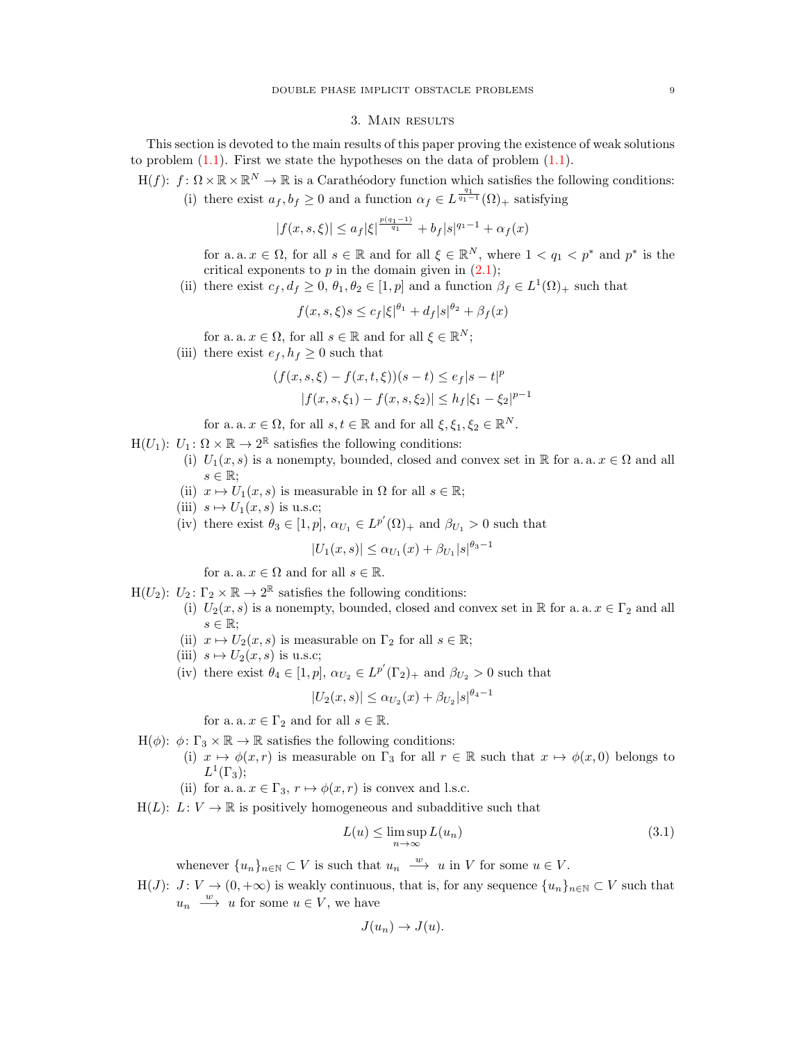## 3. Main results

This section is devoted to the main results of this paper proving the existence of weak solutions to problem (1.1). First we state the hypotheses on the data of problem (1.1).

H($f$): $f\colon \Omega\times\mathbb{R}\times\mathbb{R}^N\to\mathbb{R}$ is a Carathéodory function which satisfies the following conditions:

(i) there exist $a_f, b_f\geq 0$ and a function $\alpha_f\in L^{\frac{q_1}{q_1-1}}(\Omega)_+$ satisfying

$$|f(x,s,\xi)|\leq a_f|\xi|^{\frac{p(q_1-1)}{q_1}}+b_f|s|^{q_1-1}+\alpha_f(x)$$

for a. a. $x\in\Omega$, for all $s\in\mathbb{R}$ and for all $\xi\in\mathbb{R}^N$, where $1<q_1<p^*$ and $p^*$ is the critical exponents to $p$ in the domain given in (2.1);

(ii) there exist $c_f, d_f\geq 0$, $\theta_1,\theta_2\in[1,p]$ and a function $\beta_f\in L^1(\Omega)_+$ such that

$$f(x,s,\xi)s\leq c_f|\xi|^{\theta_1}+d_f|s|^{\theta_2}+\beta_f(x)$$

for a. a. $x\in\Omega$, for all $s\in\mathbb{R}$ and for all $\xi\in\mathbb{R}^N$;

(iii) there exist $e_f, h_f\geq 0$ such that

$$(f(x,s,\xi)-f(x,t,\xi))(s-t)\leq e_f|s-t|^p$$
$$|f(x,s,\xi_1)-f(x,s,\xi_2)|\leq h_f|\xi_1-\xi_2|^{p-1}$$

for a. a. $x\in\Omega$, for all $s,t\in\mathbb{R}$ and for all $\xi,\xi_1,\xi_2\in\mathbb{R}^N$.

H($U_1$): $U_1\colon\Omega\times\mathbb{R}\to 2^{\mathbb{R}}$ satisfies the following conditions:

(i) $U_1(x,s)$ is a nonempty, bounded, closed and convex set in $\mathbb{R}$ for a. a. $x\in\Omega$ and all $s\in\mathbb{R}$;

(ii) $x\mapsto U_1(x,s)$ is measurable in $\Omega$ for all $s\in\mathbb{R}$;

(iii) $s\mapsto U_1(x,s)$ is u.s.c;

(iv) there exist $\theta_3\in[1,p]$, $\alpha_{U_1}\in L^{p'}(\Omega)_+$ and $\beta_{U_1}>0$ such that

$$|U_1(x,s)|\leq \alpha_{U_1}(x)+\beta_{U_1}|s|^{\theta_3-1}$$

for a. a. $x\in\Omega$ and for all $s\in\mathbb{R}$.

H($U_2$): $U_2\colon\Gamma_2\times\mathbb{R}\to 2^{\mathbb{R}}$ satisfies the following conditions:

(i) $U_2(x,s)$ is a nonempty, bounded, closed and convex set in $\mathbb{R}$ for a. a. $x\in\Gamma_2$ and all $s\in\mathbb{R}$;

(ii) $x\mapsto U_2(x,s)$ is measurable on $\Gamma_2$ for all $s\in\mathbb{R}$;

(iii) $s\mapsto U_2(x,s)$ is u.s.c;

(iv) there exist $\theta_4\in[1,p]$, $\alpha_{U_2}\in L^{p'}(\Gamma_2)_+$ and $\beta_{U_2}>0$ such that

$$|U_2(x,s)|\leq \alpha_{U_2}(x)+\beta_{U_2}|s|^{\theta_4-1}$$

for a. a. $x\in\Gamma_2$ and for all $s\in\mathbb{R}$.

H($\phi$): $\phi\colon\Gamma_3\times\mathbb{R}\to\mathbb{R}$ satisfies the following conditions:

(i) $x\mapsto\phi(x,r)$ is measurable on $\Gamma_3$ for all $r\in\mathbb{R}$ such that $x\mapsto\phi(x,0)$ belongs to $L^1(\Gamma_3)$;

(ii) for a. a. $x\in\Gamma_3$, $r\mapsto\phi(x,r)$ is convex and l.s.c.

H($L$): $L\colon V\to\mathbb{R}$ is positively homogeneous and subadditive such that

$$L(u)\leq\limsup_{n\to\infty}L(u_n) \tag{3.1}$$

whenever $\{u_n\}_{n\in\mathbb{N}}\subset V$ is such that $u_n\xrightarrow{w}u$ in $V$ for some $u\in V$.

H($J$): $J\colon V\to(0,+\infty)$ is weakly continuous, that is, for any sequence $\{u_n\}_{n\in\mathbb{N}}\subset V$ such that $u_n\xrightarrow{w}u$ for some $u\in V$, we have

$$J(u_n)\to J(u).$$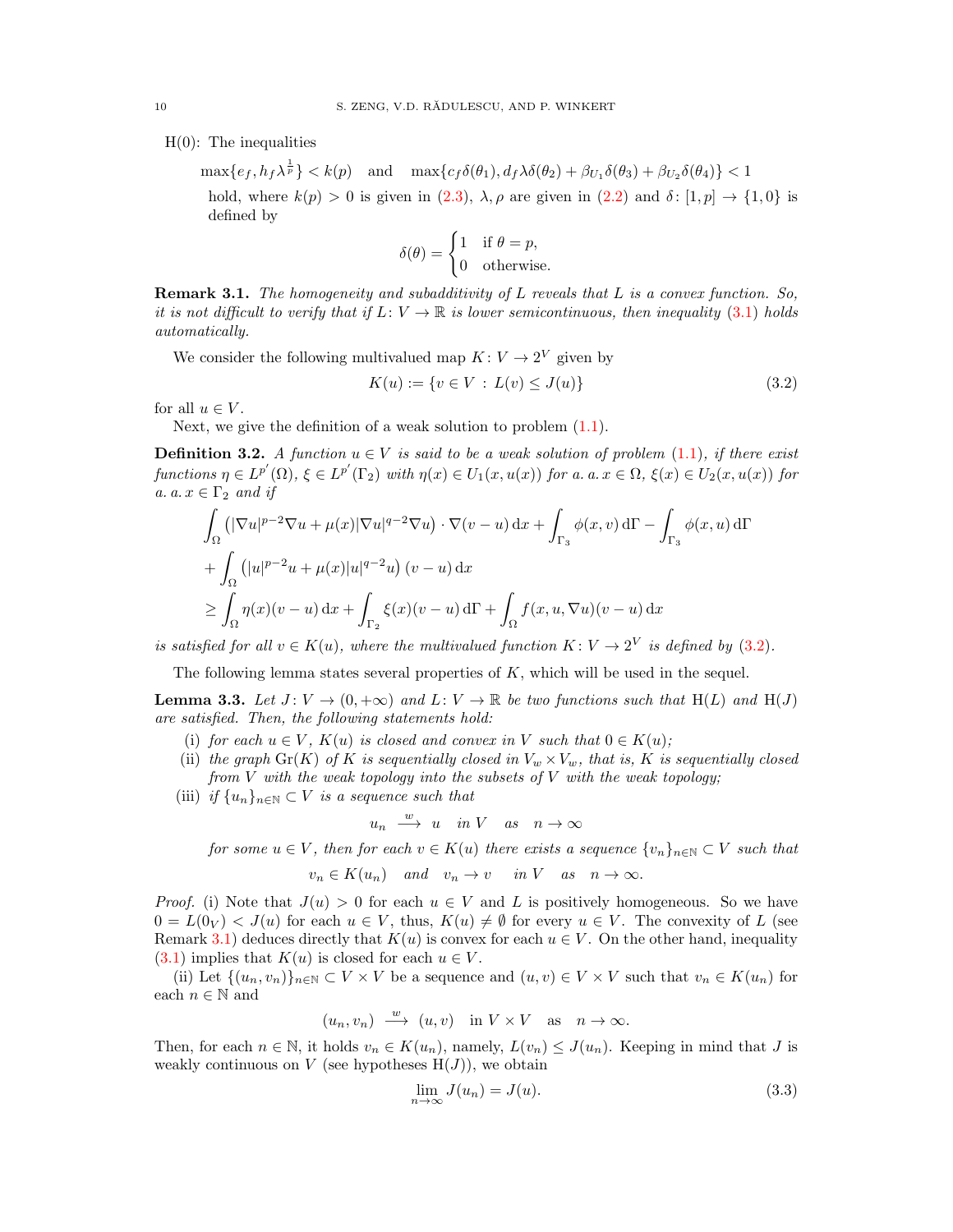H(0): The inequalities

$$\max\{e_f, h_f\lambda^{\frac{1}{p}}\} < k(p) \quad \text{and} \quad \max\{c_f\delta(\theta_1), d_f\lambda\delta(\theta_2) + \beta_{U_1}\delta(\theta_3) + \beta_{U_2}\delta(\theta_4)\} < 1$$

hold, where $k(p) > 0$ is given in (2.3), $\lambda, \rho$ are given in (2.2) and $\delta\colon [1,p] \to \{1,0\}$ is defined by

$$\delta(\theta) = \begin{cases} 1 & \text{if } \theta = p, \\ 0 & \text{otherwise.} \end{cases}$$

**Remark 3.1.** *The homogeneity and subadditivity of $L$ reveals that $L$ is a convex function. So, it is not difficult to verify that if $L\colon V \to \mathbb{R}$ is lower semicontinuous, then inequality (3.1) holds automatically.*

We consider the following multivalued map $K\colon V \to 2^V$ given by

$$K(u) := \{v \in V \,:\, L(v) \leq J(u)\} \tag{3.2}$$

for all $u \in V$.

Next, we give the definition of a weak solution to problem (1.1).

**Definition 3.2.** *A function $u \in V$ is said to be a weak solution of problem (1.1), if there exist functions $\eta \in L^{p'}(\Omega)$, $\xi \in L^{p'}(\Gamma_2)$ with $\eta(x) \in U_1(x, u(x))$ for a. a. $x \in \Omega$, $\xi(x) \in U_2(x, u(x))$ for a. a. $x \in \Gamma_2$ and if*

$$\begin{aligned}
&\int_\Omega \left(|\nabla u|^{p-2}\nabla u + \mu(x)|\nabla u|^{q-2}\nabla u\right) \cdot \nabla(v-u)\,\mathrm{d}x + \int_{\Gamma_3} \phi(x,v)\,\mathrm{d}\Gamma - \int_{\Gamma_3} \phi(x,u)\,\mathrm{d}\Gamma \\
&+ \int_\Omega \left(|u|^{p-2}u + \mu(x)|u|^{q-2}u\right)(v-u)\,\mathrm{d}x \\
&\geq \int_\Omega \eta(x)(v-u)\,\mathrm{d}x + \int_{\Gamma_2} \xi(x)(v-u)\,\mathrm{d}\Gamma + \int_\Omega f(x,u,\nabla u)(v-u)\,\mathrm{d}x
\end{aligned}$$

*is satisfied for all $v \in K(u)$, where the multivalued function $K\colon V \to 2^V$ is defined by (3.2).*

The following lemma states several properties of $K$, which will be used in the sequel.

**Lemma 3.3.** *Let $J\colon V \to (0, +\infty)$ and $L\colon V \to \mathbb{R}$ be two functions such that H(L) and H(J) are satisfied. Then, the following statements hold:*

(i) *for each $u \in V$, $K(u)$ is closed and convex in $V$ such that $0 \in K(u)$;*

(ii) *the graph $\operatorname{Gr}(K)$ of $K$ is sequentially closed in $V_w \times V_w$, that is, $K$ is sequentially closed from $V$ with the weak topology into the subsets of $V$ with the weak topology;*

(iii) *if $\{u_n\}_{n\in\mathbb{N}} \subset V$ is a sequence such that*

$$u_n \xrightarrow{\ w\ } u \quad \text{in } V \quad \text{as} \quad n \to \infty$$

*for some $u \in V$, then for each $v \in K(u)$ there exists a sequence $\{v_n\}_{n\in\mathbb{N}} \subset V$ such that*

$$v_n \in K(u_n) \quad \text{and} \quad v_n \to v \quad \text{in } V \quad \text{as} \quad n \to \infty.$$

*Proof.* (i) Note that $J(u) > 0$ for each $u \in V$ and $L$ is positively homogeneous. So we have $0 = L(0_V) < J(u)$ for each $u \in V$, thus, $K(u) \neq \emptyset$ for every $u \in V$. The convexity of $L$ (see Remark 3.1) deduces directly that $K(u)$ is convex for each $u \in V$. On the other hand, inequality (3.1) implies that $K(u)$ is closed for each $u \in V$.

(ii) Let $\{(u_n, v_n)\}_{n\in\mathbb{N}} \subset V \times V$ be a sequence and $(u,v) \in V \times V$ such that $v_n \in K(u_n)$ for each $n \in \mathbb{N}$ and

$$(u_n, v_n) \xrightarrow{\ w\ } (u, v) \quad \text{in } V \times V \quad \text{as} \quad n \to \infty.$$

Then, for each $n \in \mathbb{N}$, it holds $v_n \in K(u_n)$, namely, $L(v_n) \leq J(u_n)$. Keeping in mind that $J$ is weakly continuous on $V$ (see hypotheses H(J)), we obtain

$$\lim_{n\to\infty} J(u_n) = J(u). \tag{3.3}$$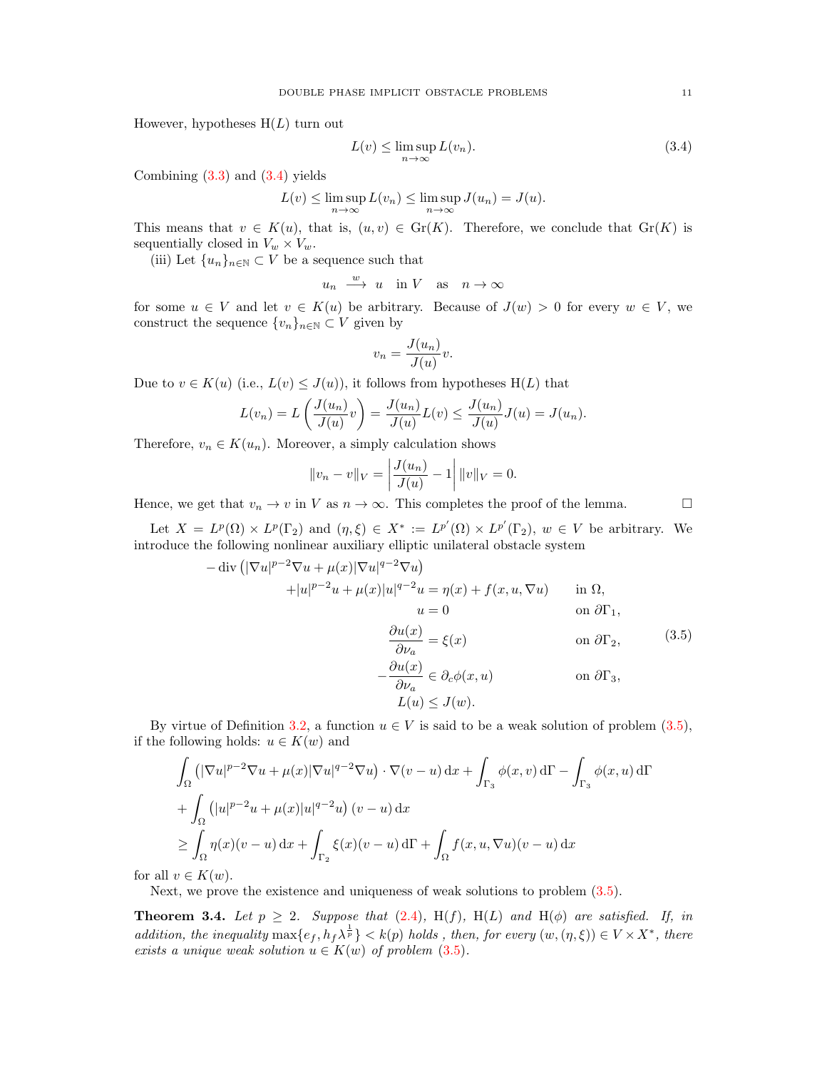However, hypotheses H($L$) turn out

$$L(v) \le \limsup_{n\to\infty} L(v_n). \tag{3.4}$$

Combining (3.3) and (3.4) yields

$$L(v) \le \limsup_{n\to\infty} L(v_n) \le \limsup_{n\to\infty} J(u_n) = J(u).$$

This means that $v \in K(u)$, that is, $(u, v) \in \mathrm{Gr}(K)$. Therefore, we conclude that $\mathrm{Gr}(K)$ is sequentially closed in $V_w \times V_w$.

(iii) Let $\{u_n\}_{n\in\mathbb{N}} \subset V$ be a sequence such that

$$u_n \xrightarrow{\ w\ } u \quad \text{in } V \quad \text{as} \quad n \to \infty$$

for some $u \in V$ and let $v \in K(u)$ be arbitrary. Because of $J(w) > 0$ for every $w \in V$, we construct the sequence $\{v_n\}_{n\in\mathbb{N}} \subset V$ given by

$$v_n = \frac{J(u_n)}{J(u)} v.$$

Due to $v \in K(u)$ (i.e., $L(v) \le J(u)$), it follows from hypotheses H($L$) that

$$L(v_n) = L\left(\frac{J(u_n)}{J(u)} v\right) = \frac{J(u_n)}{J(u)} L(v) \le \frac{J(u_n)}{J(u)} J(u) = J(u_n).$$

Therefore, $v_n \in K(u_n)$. Moreover, a simply calculation shows

$$\|v_n - v\|_V = \left|\frac{J(u_n)}{J(u)} - 1\right| \|v\|_V = 0.$$

Hence, we get that $v_n \to v$ in $V$ as $n \to \infty$. This completes the proof of the lemma. $\square$

Let $X = L^p(\Omega) \times L^p(\Gamma_2)$ and $(\eta, \xi) \in X^* := L^{p'}(\Omega) \times L^{p'}(\Gamma_2)$, $w \in V$ be arbitrary. We introduce the following nonlinear auxiliary elliptic unilateral obstacle system

$$\begin{aligned}
-\operatorname{div}\left(|\nabla u|^{p-2}\nabla u + \mu(x)|\nabla u|^{q-2}\nabla u\right)& & \\
+|u|^{p-2}u + \mu(x)|u|^{q-2}u &= \eta(x) + f(x, u, \nabla u) \qquad && \text{in } \Omega,\\
u &= 0 && \text{on } \partial\Gamma_1,\\
\frac{\partial u(x)}{\partial \nu_a} &= \xi(x) && \text{on } \partial\Gamma_2,\\
-\frac{\partial u(x)}{\partial \nu_a} &\in \partial_c \phi(x, u) && \text{on } \partial\Gamma_3,\\
L(u) &\le J(w).
\end{aligned} \tag{3.5}$$

By virtue of Definition 3.2, a function $u \in V$ is said to be a weak solution of problem (3.5), if the following holds: $u \in K(w)$ and

$$\begin{aligned}
&\int_\Omega \left(|\nabla u|^{p-2}\nabla u + \mu(x)|\nabla u|^{q-2}\nabla u\right) \cdot \nabla(v - u)\,\mathrm{d}x + \int_{\Gamma_3} \phi(x, v)\,\mathrm{d}\Gamma - \int_{\Gamma_3} \phi(x, u)\,\mathrm{d}\Gamma\\
&+ \int_\Omega \left(|u|^{p-2}u + \mu(x)|u|^{q-2}u\right)(v - u)\,\mathrm{d}x\\
&\ge \int_\Omega \eta(x)(v - u)\,\mathrm{d}x + \int_{\Gamma_2} \xi(x)(v - u)\,\mathrm{d}\Gamma + \int_\Omega f(x, u, \nabla u)(v - u)\,\mathrm{d}x
\end{aligned}$$

for all $v \in K(w)$.

Next, we prove the existence and uniqueness of weak solutions to problem (3.5).

**Theorem 3.4.** *Let $p \ge 2$. Suppose that (2.4), H($f$), H($L$) and H($\phi$) are satisfied. If, in addition, the inequality $\max\{e_f, h_f\lambda^{\frac{1}{p}}\} < k(p)$ holds , then, for every $(w, (\eta, \xi)) \in V \times X^*$, there exists a unique weak solution $u \in K(w)$ of problem (3.5).*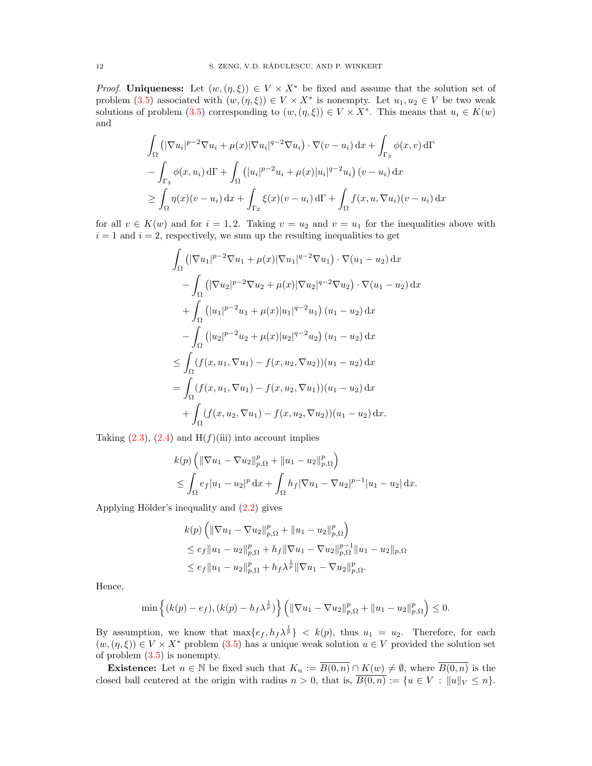*Proof.* **Uniqueness:** Let $(w,(\eta,\xi)) \in V \times X^*$ be fixed and assume that the solution set of problem (3.5) associated with $(w,(\eta,\xi)) \in V \times X^*$ is nonempty. Let $u_1, u_2 \in V$ be two weak solutions of problem (3.5) corresponding to $(w,(\eta,\xi)) \in V \times X^*$. This means that $u_i \in K(w)$ and

$$
\begin{aligned}
&\int_\Omega \left(|\nabla u_i|^{p-2}\nabla u_i + \mu(x)|\nabla u_i|^{q-2}\nabla u_i\right)\cdot \nabla(v-u_i)\,\mathrm{d}x + \int_{\Gamma_3} \phi(x,v)\,\mathrm{d}\Gamma \\
&- \int_{\Gamma_3} \phi(x,u_i)\,\mathrm{d}\Gamma + \int_\Omega \left(|u_i|^{p-2}u_i + \mu(x)|u_i|^{q-2}u_i\right)(v-u_i)\,\mathrm{d}x \\
&\geq \int_\Omega \eta(x)(v-u_i)\,\mathrm{d}x + \int_{\Gamma_2} \xi(x)(v-u_i)\,\mathrm{d}\Gamma + \int_\Omega f(x,u,\nabla u_i)(v-u_i)\,\mathrm{d}x
\end{aligned}
$$

for all $v \in K(w)$ and for $i=1,2$. Taking $v=u_2$ and $v=u_1$ for the inequalities above with $i=1$ and $i=2$, respectively, we sum up the resulting inequalities to get

$$
\begin{aligned}
&\int_\Omega \left(|\nabla u_1|^{p-2}\nabla u_1 + \mu(x)|\nabla u_1|^{q-2}\nabla u_1\right)\cdot \nabla(u_1-u_2)\,\mathrm{d}x \\
&\quad - \int_\Omega \left(|\nabla u_2|^{p-2}\nabla u_2 + \mu(x)|\nabla u_2|^{q-2}\nabla u_2\right)\cdot \nabla(u_1-u_2)\,\mathrm{d}x \\
&\quad + \int_\Omega \left(|u_1|^{p-2}u_1 + \mu(x)|u_1|^{q-2}u_1\right)(u_1-u_2)\,\mathrm{d}x \\
&\quad - \int_\Omega \left(|u_2|^{p-2}u_2 + \mu(x)|u_2|^{q-2}u_2\right)(u_1-u_2)\,\mathrm{d}x \\
&\leq \int_\Omega (f(x,u_1,\nabla u_1) - f(x,u_2,\nabla u_2))(u_1-u_2)\,\mathrm{d}x \\
&= \int_\Omega (f(x,u_1,\nabla u_1) - f(x,u_2,\nabla u_1))(u_1-u_2)\,\mathrm{d}x \\
&\quad + \int_\Omega (f(x,u_2,\nabla u_1) - f(x,u_2,\nabla u_2))(u_1-u_2)\,\mathrm{d}x.
\end{aligned}
$$

Taking (2.3), (2.4) and H$(f)$(iii) into account implies

$$
\begin{aligned}
&k(p)\left(\|\nabla u_1 - \nabla u_2\|_{p,\Omega}^p + \|u_1-u_2\|_{p,\Omega}^p\right) \\
&\leq \int_\Omega e_f|u_1-u_2|^p\,\mathrm{d}x + \int_\Omega h_f|\nabla u_1 - \nabla u_2|^{p-1}|u_1-u_2|\,\mathrm{d}x.
\end{aligned}
$$

Applying Hölder's inequality and (2.2) gives

$$
\begin{aligned}
&k(p)\left(\|\nabla u_1 - \nabla u_2\|_{p,\Omega}^p + \|u_1-u_2\|_{p,\Omega}^p\right) \\
&\leq e_f\|u_1-u_2\|_{p,\Omega}^p + h_f\|\nabla u_1 - \nabla u_2\|_{p,\Omega}^{p-1}\|u_1-u_2\|_{p,\Omega} \\
&\leq e_f\|u_1-u_2\|_{p,\Omega}^p + h_f\lambda^{\frac{1}{p}}\|\nabla u_1 - \nabla u_2\|_{p,\Omega}^p.
\end{aligned}
$$

Hence,

$$
\min\left\{(k(p)-e_f),(k(p)-h_f\lambda^{\frac{1}{p}})\right\}\left(\|\nabla u_1 - \nabla u_2\|_{p,\Omega}^p + \|u_1-u_2\|_{p,\Omega}^p\right) \leq 0.
$$

By assumption, we know that $\max\{e_f, h_f\lambda^{\frac{1}{p}}\} < k(p)$, thus $u_1 = u_2$. Therefore, for each $(w,(\eta,\xi)) \in V \times X^*$ problem (3.5) has a unique weak solution $u \in V$ provided the solution set of problem (3.5) is nonempty.

**Existence:** Let $n \in \mathbb{N}$ be fixed such that $K_n := \overline{B(0,n)} \cap K(w) \neq \emptyset$, where $\overline{B(0,n)}$ is the closed ball centered at the origin with radius $n > 0$, that is, $\overline{B(0,n)} := \{u \in V : \|u\|_V \leq n\}$.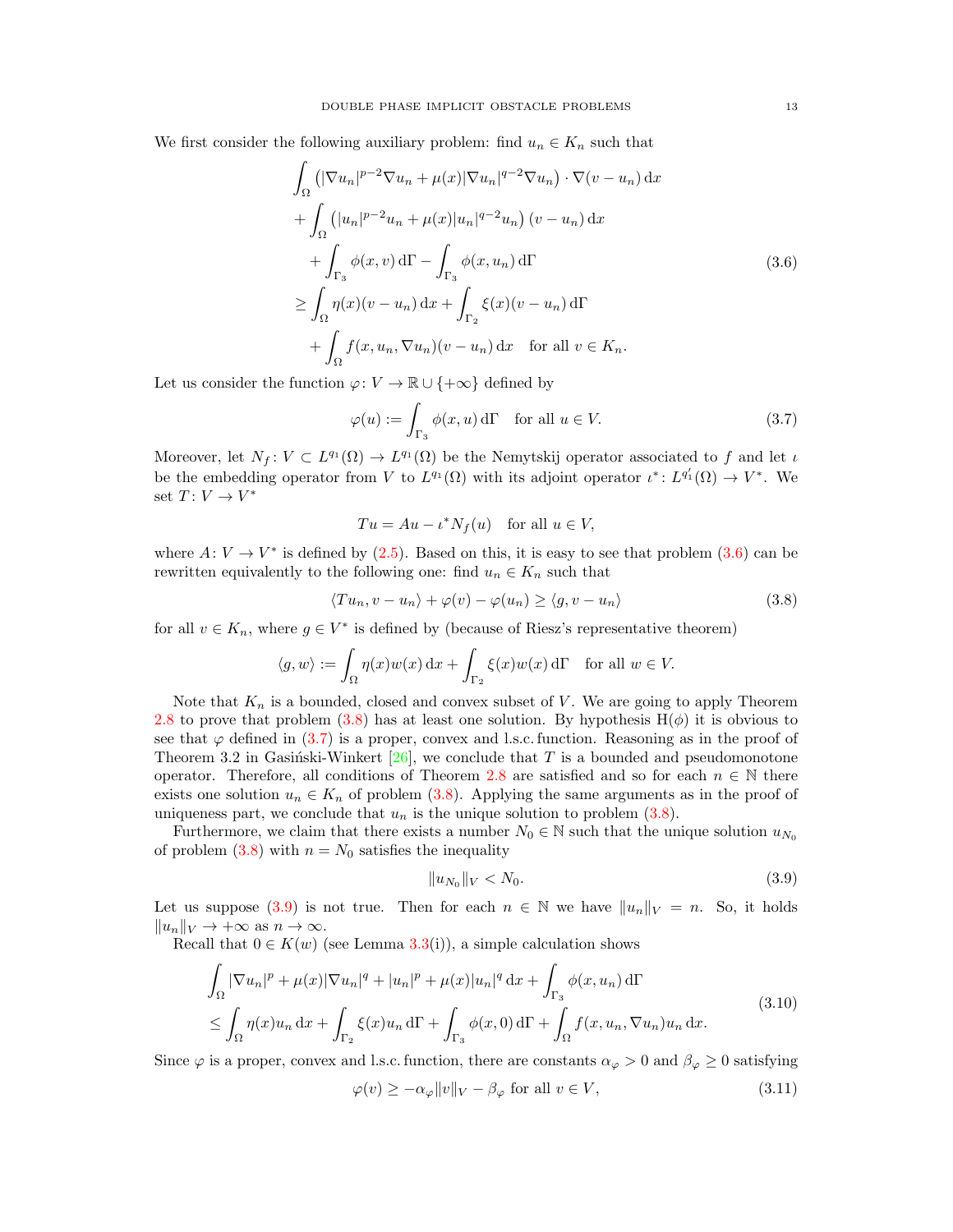We first consider the following auxiliary problem: find $u_n \in K_n$ such that

$$
\begin{aligned}
&\int_\Omega \left(|\nabla u_n|^{p-2}\nabla u_n + \mu(x)|\nabla u_n|^{q-2}\nabla u_n\right)\cdot \nabla(v-u_n)\,\mathrm{d}x\\
&+\int_\Omega \left(|u_n|^{p-2}u_n + \mu(x)|u_n|^{q-2}u_n\right)(v-u_n)\,\mathrm{d}x\\
&\quad+\int_{\Gamma_3}\phi(x,v)\,\mathrm{d}\Gamma - \int_{\Gamma_3}\phi(x,u_n)\,\mathrm{d}\Gamma\\
&\geq \int_\Omega \eta(x)(v-u_n)\,\mathrm{d}x + \int_{\Gamma_2}\xi(x)(v-u_n)\,\mathrm{d}\Gamma\\
&\quad+\int_\Omega f(x,u_n,\nabla u_n)(v-u_n)\,\mathrm{d}x \quad \text{for all } v\in K_n.
\end{aligned}
\tag{3.6}
$$

Let us consider the function $\varphi\colon V\to \mathbb{R}\cup\{+\infty\}$ defined by

$$
\varphi(u) := \int_{\Gamma_3}\phi(x,u)\,\mathrm{d}\Gamma \quad \text{for all } u\in V. \tag{3.7}
$$

Moreover, let $N_f\colon V\subset L^{q_1}(\Omega)\to L^{q_1}(\Omega)$ be the Nemytskij operator associated to $f$ and let $\iota$ be the embedding operator from $V$ to $L^{q_1}(\Omega)$ with its adjoint operator $\iota^*\colon L^{q_1'}(\Omega)\to V^*$. We set $T\colon V\to V^*$

$$
Tu = Au - \iota^* N_f(u) \quad \text{for all } u\in V,
$$

where $A\colon V\to V^*$ is defined by (2.5). Based on this, it is easy to see that problem (3.6) can be rewritten equivalently to the following one: find $u_n\in K_n$ such that

$$
\langle Tu_n, v-u_n\rangle + \varphi(v) - \varphi(u_n) \geq \langle g, v-u_n\rangle \tag{3.8}
$$

for all $v\in K_n$, where $g\in V^*$ is defined by (because of Riesz's representative theorem)

$$
\langle g, w\rangle := \int_\Omega \eta(x)w(x)\,\mathrm{d}x + \int_{\Gamma_2}\xi(x)w(x)\,\mathrm{d}\Gamma \quad \text{for all } w\in V.
$$

Note that $K_n$ is a bounded, closed and convex subset of $V$. We are going to apply Theorem 2.8 to prove that problem (3.8) has at least one solution. By hypothesis H($\phi$) it is obvious to see that $\varphi$ defined in (3.7) is a proper, convex and l.s.c. function. Reasoning as in the proof of Theorem 3.2 in Gasiński-Winkert [26], we conclude that $T$ is a bounded and pseudomonotone operator. Therefore, all conditions of Theorem 2.8 are satisfied and so for each $n\in\mathbb{N}$ there exists one solution $u_n\in K_n$ of problem (3.8). Applying the same arguments as in the proof of uniqueness part, we conclude that $u_n$ is the unique solution to problem (3.8).

Furthermore, we claim that there exists a number $N_0\in\mathbb{N}$ such that the unique solution $u_{N_0}$ of problem (3.8) with $n=N_0$ satisfies the inequality

$$
\|u_{N_0}\|_V < N_0. \tag{3.9}
$$

Let us suppose (3.9) is not true. Then for each $n\in\mathbb{N}$ we have $\|u_n\|_V = n$. So, it holds $\|u_n\|_V\to+\infty$ as $n\to\infty$.

Recall that $0\in K(w)$ (see Lemma 3.3(i)), a simple calculation shows

$$
\begin{aligned}
&\int_\Omega |\nabla u_n|^p + \mu(x)|\nabla u_n|^q + |u_n|^p + \mu(x)|u_n|^q\,\mathrm{d}x + \int_{\Gamma_3}\phi(x,u_n)\,\mathrm{d}\Gamma\\
&\leq \int_\Omega \eta(x)u_n\,\mathrm{d}x + \int_{\Gamma_2}\xi(x)u_n\,\mathrm{d}\Gamma + \int_{\Gamma_3}\phi(x,0)\,\mathrm{d}\Gamma + \int_\Omega f(x,u_n,\nabla u_n)u_n\,\mathrm{d}x.
\end{aligned}
\tag{3.10}
$$

Since $\varphi$ is a proper, convex and l.s.c. function, there are constants $\alpha_\varphi>0$ and $\beta_\varphi\geq 0$ satisfying

$$
\varphi(v) \geq -\alpha_\varphi\|v\|_V - \beta_\varphi \text{ for all } v\in V, \tag{3.11}
$$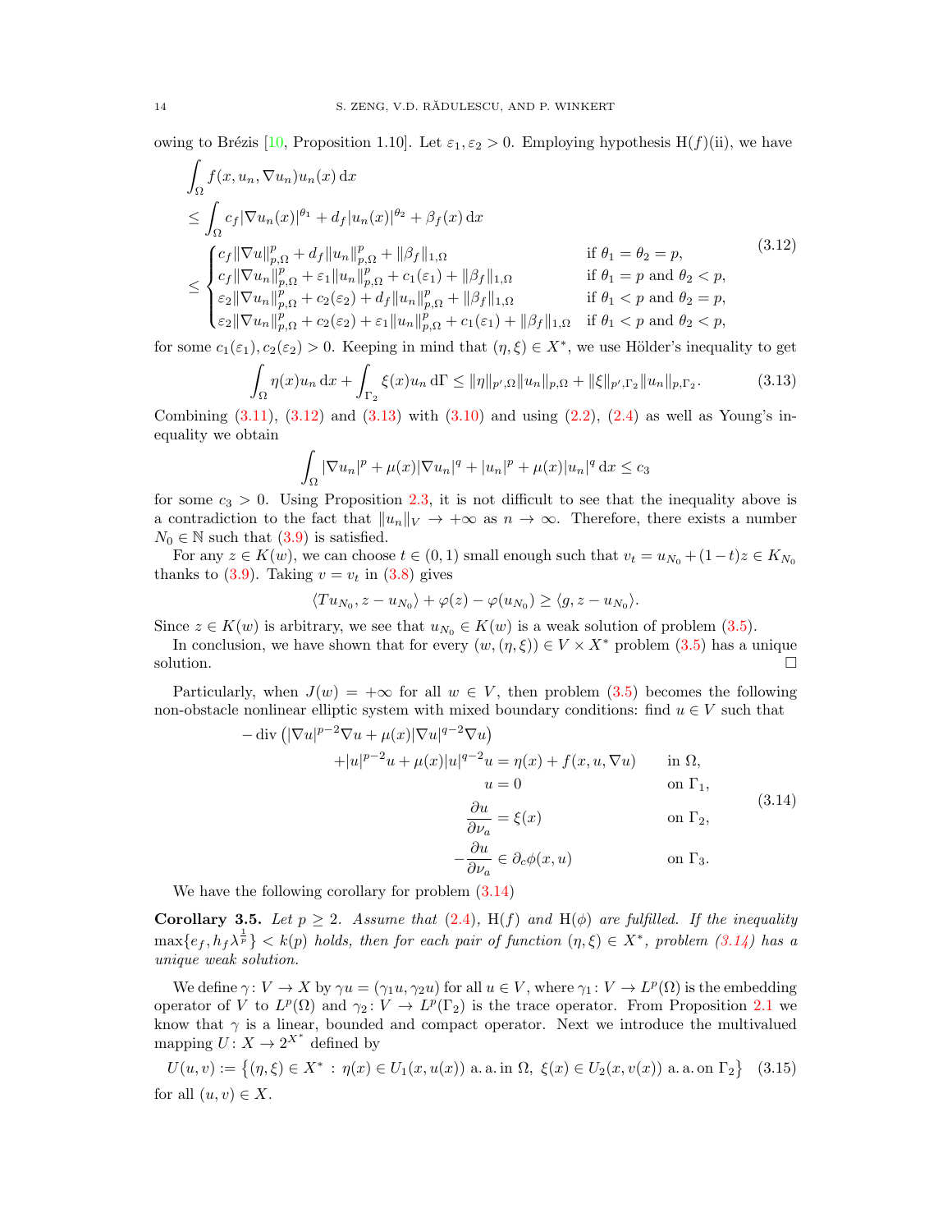owing to Brézis [10, Proposition 1.10]. Let $\varepsilon_1, \varepsilon_2 > 0$. Employing hypothesis H($f$)(ii), we have

$$
\begin{aligned}
&\int_\Omega f(x, u_n, \nabla u_n) u_n(x)\,\mathrm{d}x \\
&\leq \int_\Omega c_f |\nabla u_n(x)|^{\theta_1} + d_f |u_n(x)|^{\theta_2} + \beta_f(x)\,\mathrm{d}x \\
&\leq \begin{cases}
c_f \|\nabla u\|_{p,\Omega}^p + d_f \|u_n\|_{p,\Omega}^p + \|\beta_f\|_{1,\Omega} & \text{if } \theta_1 = \theta_2 = p, \\
c_f \|\nabla u_n\|_{p,\Omega}^p + \varepsilon_1 \|u_n\|_{p,\Omega}^p + c_1(\varepsilon_1) + \|\beta_f\|_{1,\Omega} & \text{if } \theta_1 = p \text{ and } \theta_2 < p, \\
\varepsilon_2 \|\nabla u_n\|_{p,\Omega}^p + c_2(\varepsilon_2) + d_f \|u_n\|_{p,\Omega}^p + \|\beta_f\|_{1,\Omega} & \text{if } \theta_1 < p \text{ and } \theta_2 = p, \\
\varepsilon_2 \|\nabla u_n\|_{p,\Omega}^p + c_2(\varepsilon_2) + \varepsilon_1 \|u_n\|_{p,\Omega}^p + c_1(\varepsilon_1) + \|\beta_f\|_{1,\Omega} & \text{if } \theta_1 < p \text{ and } \theta_2 < p,
\end{cases}
\end{aligned}
\tag{3.12}
$$

for some $c_1(\varepsilon_1), c_2(\varepsilon_2) > 0$. Keeping in mind that $(\eta, \xi) \in X^*$, we use Hölder's inequality to get

$$
\int_\Omega \eta(x) u_n\,\mathrm{d}x + \int_{\Gamma_2} \xi(x) u_n\,\mathrm{d}\Gamma \leq \|\eta\|_{p',\Omega} \|u_n\|_{p,\Omega} + \|\xi\|_{p',\Gamma_2} \|u_n\|_{p,\Gamma_2}. \tag{3.13}
$$

Combining (3.11), (3.12) and (3.13) with (3.10) and using (2.2), (2.4) as well as Young's inequality we obtain

$$
\int_\Omega |\nabla u_n|^p + \mu(x) |\nabla u_n|^q + |u_n|^p + \mu(x) |u_n|^q\,\mathrm{d}x \leq c_3
$$

for some $c_3 > 0$. Using Proposition 2.3, it is not difficult to see that the inequality above is a contradiction to the fact that $\|u_n\|_V \to +\infty$ as $n \to \infty$. Therefore, there exists a number $N_0 \in \mathbb{N}$ such that (3.9) is satisfied.

For any $z \in K(w)$, we can choose $t \in (0,1)$ small enough such that $v_t = u_{N_0} + (1-t)z \in K_{N_0}$ thanks to (3.9). Taking $v = v_t$ in (3.8) gives

$$
\langle T u_{N_0}, z - u_{N_0} \rangle + \varphi(z) - \varphi(u_{N_0}) \geq \langle g, z - u_{N_0} \rangle.
$$

Since $z \in K(w)$ is arbitrary, we see that $u_{N_0} \in K(w)$ is a weak solution of problem (3.5).

In conclusion, we have shown that for every $(w, (\eta, \xi)) \in V \times X^*$ problem (3.5) has a unique solution. $\square$

Particularly, when $J(w) = +\infty$ for all $w \in V$, then problem (3.5) becomes the following non-obstacle nonlinear elliptic system with mixed boundary conditions: find $u \in V$ such that

$$
\begin{aligned}
-\operatorname{div}\left(|\nabla u|^{p-2}\nabla u + \mu(x)|\nabla u|^{q-2}\nabla u\right) \qquad & \\
+|u|^{p-2}u + \mu(x)|u|^{q-2}u = \eta(x) + f(x, u, \nabla u) \qquad & \text{in } \Omega, \\
u = 0 \qquad & \text{on } \Gamma_1, \\
\frac{\partial u}{\partial \nu_a} = \xi(x) \qquad & \text{on } \Gamma_2, \\
-\frac{\partial u}{\partial \nu_a} \in \partial_c \phi(x, u) \qquad & \text{on } \Gamma_3.
\end{aligned}
\tag{3.14}
$$

We have the following corollary for problem (3.14)

**Corollary 3.5.** *Let $p \geq 2$. Assume that (2.4), H($f$) and H($\phi$) are fulfilled. If the inequality $\max\{e_f, h_f \lambda^{\frac{1}{p}}\} < k(p)$ holds, then for each pair of function $(\eta, \xi) \in X^*$, problem (3.14) has a unique weak solution.*

We define $\gamma\colon V \to X$ by $\gamma u = (\gamma_1 u, \gamma_2 u)$ for all $u \in V$, where $\gamma_1\colon V \to L^p(\Omega)$ is the embedding operator of $V$ to $L^p(\Omega)$ and $\gamma_2\colon V \to L^p(\Gamma_2)$ is the trace operator. From Proposition 2.1 we know that $\gamma$ is a linear, bounded and compact operator. Next we introduce the multivalued mapping $U\colon X \to 2^{X^*}$ defined by

$$
U(u, v) := \left\{ (\eta, \xi) \in X^* : \eta(x) \in U_1(x, u(x)) \text{ a. a. in } \Omega,\ \xi(x) \in U_2(x, v(x)) \text{ a. a. on } \Gamma_2 \right\} \tag{3.15}
$$

for all $(u, v) \in X$.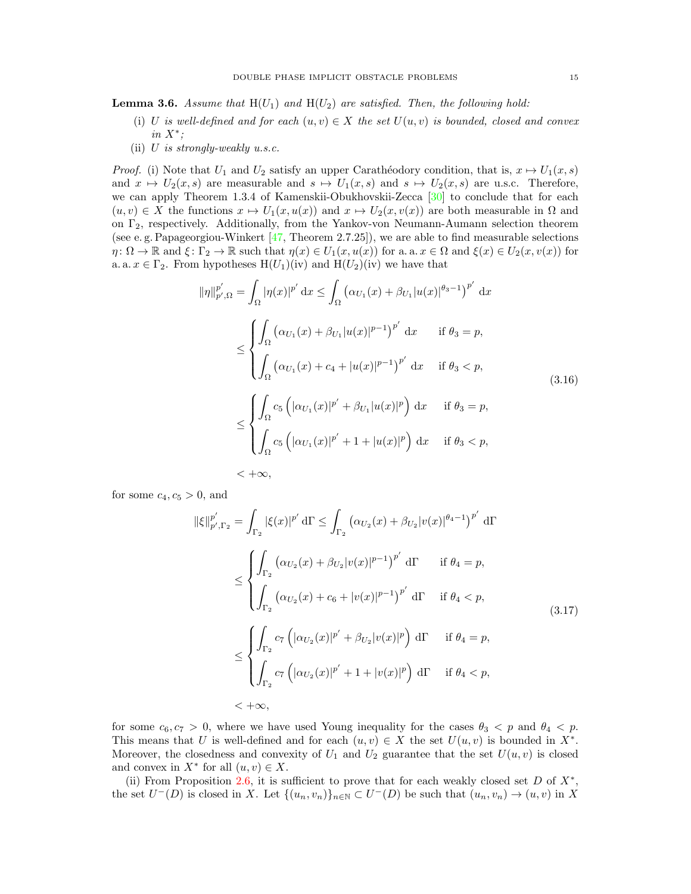**Lemma 3.6.** *Assume that* $\mathrm{H}(U_1)$ *and* $\mathrm{H}(U_2)$ *are satisfied. Then, the following hold:*

(i) *$U$ is well-defined and for each $(u,v) \in X$ the set $U(u,v)$ is bounded, closed and convex in $X^*$;*

(ii) *$U$ is strongly-weakly u.s.c.*

*Proof.* (i) Note that $U_1$ and $U_2$ satisfy an upper Carathéodory condition, that is, $x \mapsto U_1(x,s)$ and $x \mapsto U_2(x,s)$ are measurable and $s \mapsto U_1(x,s)$ and $s \mapsto U_2(x,s)$ are u.s.c. Therefore, we can apply Theorem 1.3.4 of Kamenskii-Obukhovskii-Zecca [30] to conclude that for each $(u,v) \in X$ the functions $x \mapsto U_1(x,u(x))$ and $x \mapsto U_2(x,v(x))$ are both measurable in $\Omega$ and on $\Gamma_2$, respectively. Additionally, from the Yankov-von Neumann-Aumann selection theorem (see e.g. Papageorgiou-Winkert [47, Theorem 2.7.25]), we are able to find measurable selections $\eta \colon \Omega \to \mathbb{R}$ and $\xi \colon \Gamma_2 \to \mathbb{R}$ such that $\eta(x) \in U_1(x,u(x))$ for a.a. $x \in \Omega$ and $\xi(x) \in U_2(x,v(x))$ for a.a. $x \in \Gamma_2$. From hypotheses $\mathrm{H}(U_1)$(iv) and $\mathrm{H}(U_2)$(iv) we have that

$$
\begin{aligned}
\|\eta\|_{p',\Omega}^{p'} &= \int_\Omega |\eta(x)|^{p'} \,\mathrm{d}x \le \int_\Omega \left(\alpha_{U_1}(x) + \beta_{U_1}|u(x)|^{\theta_3 - 1}\right)^{p'} \,\mathrm{d}x \\
&\le \begin{cases} \displaystyle\int_\Omega \left(\alpha_{U_1}(x) + \beta_{U_1}|u(x)|^{p-1}\right)^{p'} \,\mathrm{d}x & \text{if } \theta_3 = p, \\ \displaystyle\int_\Omega \left(\alpha_{U_1}(x) + c_4 + |u(x)|^{p-1}\right)^{p'} \,\mathrm{d}x & \text{if } \theta_3 < p, \end{cases} \\
&\le \begin{cases} \displaystyle\int_\Omega c_5 \left(|\alpha_{U_1}(x)|^{p'} + \beta_{U_1}|u(x)|^{p}\right) \,\mathrm{d}x & \text{if } \theta_3 = p, \\ \displaystyle\int_\Omega c_5 \left(|\alpha_{U_1}(x)|^{p'} + 1 + |u(x)|^{p}\right) \,\mathrm{d}x & \text{if } \theta_3 < p, \end{cases} \\
&< +\infty,
\end{aligned}
\tag{3.16}
$$

for some $c_4, c_5 > 0$, and

$$
\begin{aligned}
\|\xi\|_{p',\Gamma_2}^{p'} &= \int_{\Gamma_2} |\xi(x)|^{p'} \,\mathrm{d}\Gamma \le \int_{\Gamma_2} \left(\alpha_{U_2}(x) + \beta_{U_2}|v(x)|^{\theta_4 - 1}\right)^{p'} \,\mathrm{d}\Gamma \\
&\le \begin{cases} \displaystyle\int_{\Gamma_2} \left(\alpha_{U_2}(x) + \beta_{U_2}|v(x)|^{p-1}\right)^{p'} \,\mathrm{d}\Gamma & \text{if } \theta_4 = p, \\ \displaystyle\int_{\Gamma_2} \left(\alpha_{U_2}(x) + c_6 + |v(x)|^{p-1}\right)^{p'} \,\mathrm{d}\Gamma & \text{if } \theta_4 < p, \end{cases} \\
&\le \begin{cases} \displaystyle\int_{\Gamma_2} c_7 \left(|\alpha_{U_2}(x)|^{p'} + \beta_{U_2}|v(x)|^{p}\right) \,\mathrm{d}\Gamma & \text{if } \theta_4 = p, \\ \displaystyle\int_{\Gamma_2} c_7 \left(|\alpha_{U_2}(x)|^{p'} + 1 + |v(x)|^{p}\right) \,\mathrm{d}\Gamma & \text{if } \theta_4 < p, \end{cases} \\
&< +\infty,
\end{aligned}
\tag{3.17}
$$

for some $c_6, c_7 > 0$, where we have used Young inequality for the cases $\theta_3 < p$ and $\theta_4 < p$. This means that $U$ is well-defined and for each $(u,v) \in X$ the set $U(u,v)$ is bounded in $X^*$. Moreover, the closedness and convexity of $U_1$ and $U_2$ guarantee that the set $U(u,v)$ is closed and convex in $X^*$ for all $(u,v) \in X$.

(ii) From Proposition 2.6, it is sufficient to prove that for each weakly closed set $D$ of $X^*$, the set $U^-(D)$ is closed in $X$. Let $\{(u_n,v_n)\}_{n\in\mathbb{N}} \subset U^-(D)$ be such that $(u_n,v_n) \to (u,v)$ in $X$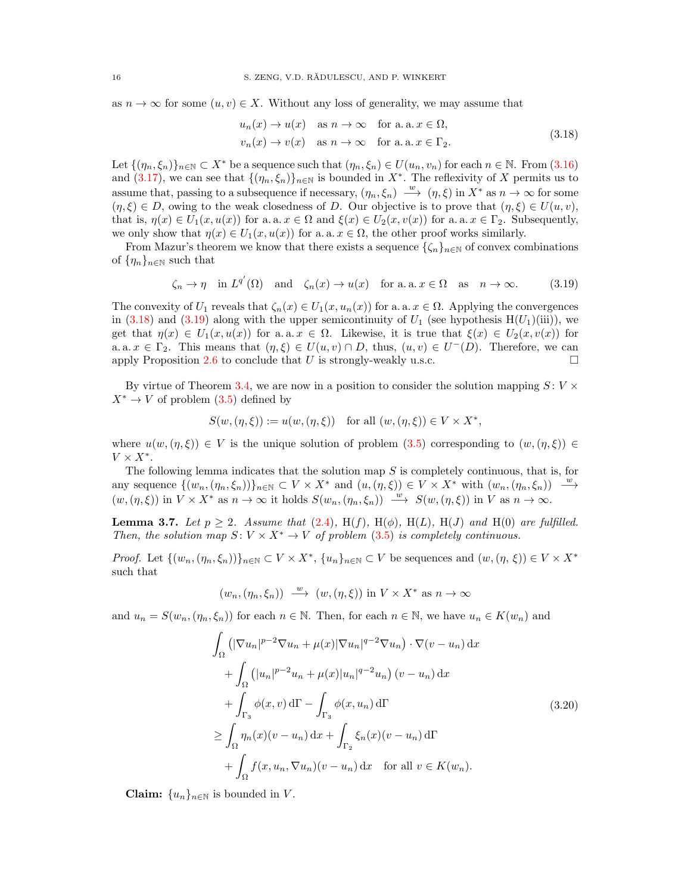as $n \to \infty$ for some $(u,v) \in X$. Without any loss of generality, we may assume that

$$
\begin{aligned}
u_n(x) &\to u(x) \quad \text{as } n \to \infty \quad \text{for a. a. } x \in \Omega,\\
v_n(x) &\to v(x) \quad \text{as } n \to \infty \quad \text{for a. a. } x \in \Gamma_2.
\end{aligned}
\tag{3.18}
$$

Let $\{(\eta_n, \xi_n)\}_{n\in\mathbb{N}} \subset X^*$ be a sequence such that $(\eta_n, \xi_n) \in U(u_n, v_n)$ for each $n \in \mathbb{N}$. From (3.16) and (3.17), we can see that $\{(\eta_n, \xi_n)\}_{n\in\mathbb{N}}$ is bounded in $X^*$. The reflexivity of $X$ permits us to assume that, passing to a subsequence if necessary, $(\eta_n, \xi_n) \xrightarrow{w} (\eta, \xi)$ in $X^*$ as $n \to \infty$ for some $(\eta, \xi) \in D$, owing to the weak closedness of $D$. Our objective is to prove that $(\eta, \xi) \in U(u,v)$, that is, $\eta(x) \in U_1(x, u(x))$ for a. a. $x \in \Omega$ and $\xi(x) \in U_2(x, v(x))$ for a. a. $x \in \Gamma_2$. Subsequently, we only show that $\eta(x) \in U_1(x, u(x))$ for a. a. $x \in \Omega$, the other proof works similarly.

From Mazur's theorem we know that there exists a sequence $\{\zeta_n\}_{n\in\mathbb{N}}$ of convex combinations of $\{\eta_n\}_{n\in\mathbb{N}}$ such that

$$
\zeta_n \to \eta \quad \text{in } L^{q'}(\Omega) \quad \text{and} \quad \zeta_n(x) \to u(x) \quad \text{for a. a. } x \in \Omega \quad \text{as} \quad n \to \infty. \tag{3.19}
$$

The convexity of $U_1$ reveals that $\zeta_n(x) \in U_1(x, u_n(x))$ for a. a. $x \in \Omega$. Applying the convergences in (3.18) and (3.19) along with the upper semicontinuity of $U_1$ (see hypothesis H($U_1$)(iii)), we get that $\eta(x) \in U_1(x, u(x))$ for a. a. $x \in \Omega$. Likewise, it is true that $\xi(x) \in U_2(x, v(x))$ for a. a. $x \in \Gamma_2$. This means that $(\eta, \xi) \in U(u,v) \cap D$, thus, $(u,v) \in U^-(D)$. Therefore, we can apply Proposition 2.6 to conclude that $U$ is strongly-weakly u.s.c. $\square$

By virtue of Theorem 3.4, we are now in a position to consider the solution mapping $S\colon V \times X^* \to V$ of problem (3.5) defined by

$$
S(w, (\eta, \xi)) := u(w, (\eta, \xi)) \quad \text{for all } (w, (\eta, \xi)) \in V \times X^*,
$$

where $u(w, (\eta, \xi)) \in V$ is the unique solution of problem (3.5) corresponding to $(w, (\eta, \xi)) \in V \times X^*$.

The following lemma indicates that the solution map $S$ is completely continuous, that is, for any sequence $\{(w_n, (\eta_n, \xi_n))\}_{n\in\mathbb{N}} \subset V \times X^*$ and $(u, (\eta, \xi)) \in V \times X^*$ with $(w_n, (\eta_n, \xi_n)) \xrightarrow{w} (w, (\eta, \xi))$ in $V \times X^*$ as $n \to \infty$ it holds $S(w_n, (\eta_n, \xi_n)) \xrightarrow{w} S(w, (\eta, \xi))$ in $V$ as $n \to \infty$.

**Lemma 3.7.** *Let $p \geq 2$. Assume that (2.4), H($f$), H($\phi$), H($L$), H($J$) and H(0) are fulfilled. Then, the solution map $S\colon V \times X^* \to V$ of problem (3.5) is completely continuous.*

*Proof.* Let $\{(w_n, (\eta_n, \xi_n))\}_{n\in\mathbb{N}} \subset V \times X^*$, $\{u_n\}_{n\in\mathbb{N}} \subset V$ be sequences and $(w, (\eta, \xi)) \in V \times X^*$ such that

$$
(w_n, (\eta_n, \xi_n)) \xrightarrow{w} (w, (\eta, \xi)) \text{ in } V \times X^* \text{ as } n \to \infty
$$

and $u_n = S(w_n, (\eta_n, \xi_n))$ for each $n \in \mathbb{N}$. Then, for each $n \in \mathbb{N}$, we have $u_n \in K(w_n)$ and

$$
\begin{aligned}
&\int_\Omega \left(|\nabla u_n|^{p-2}\nabla u_n + \mu(x)|\nabla u_n|^{q-2}\nabla u_n\right) \cdot \nabla(v - u_n)\,\mathrm{d}x\\
&\quad + \int_\Omega \left(|u_n|^{p-2}u_n + \mu(x)|u_n|^{q-2}u_n\right)(v - u_n)\,\mathrm{d}x\\
&\quad + \int_{\Gamma_3} \phi(x, v)\,\mathrm{d}\Gamma - \int_{\Gamma_3} \phi(x, u_n)\,\mathrm{d}\Gamma\\
&\geq \int_\Omega \eta_n(x)(v - u_n)\,\mathrm{d}x + \int_{\Gamma_2} \xi_n(x)(v - u_n)\,\mathrm{d}\Gamma\\
&\quad + \int_\Omega f(x, u_n, \nabla u_n)(v - u_n)\,\mathrm{d}x \quad \text{for all } v \in K(w_n).
\end{aligned}
\tag{3.20}
$$

**Claim:** $\{u_n\}_{n\in\mathbb{N}}$ is bounded in $V$.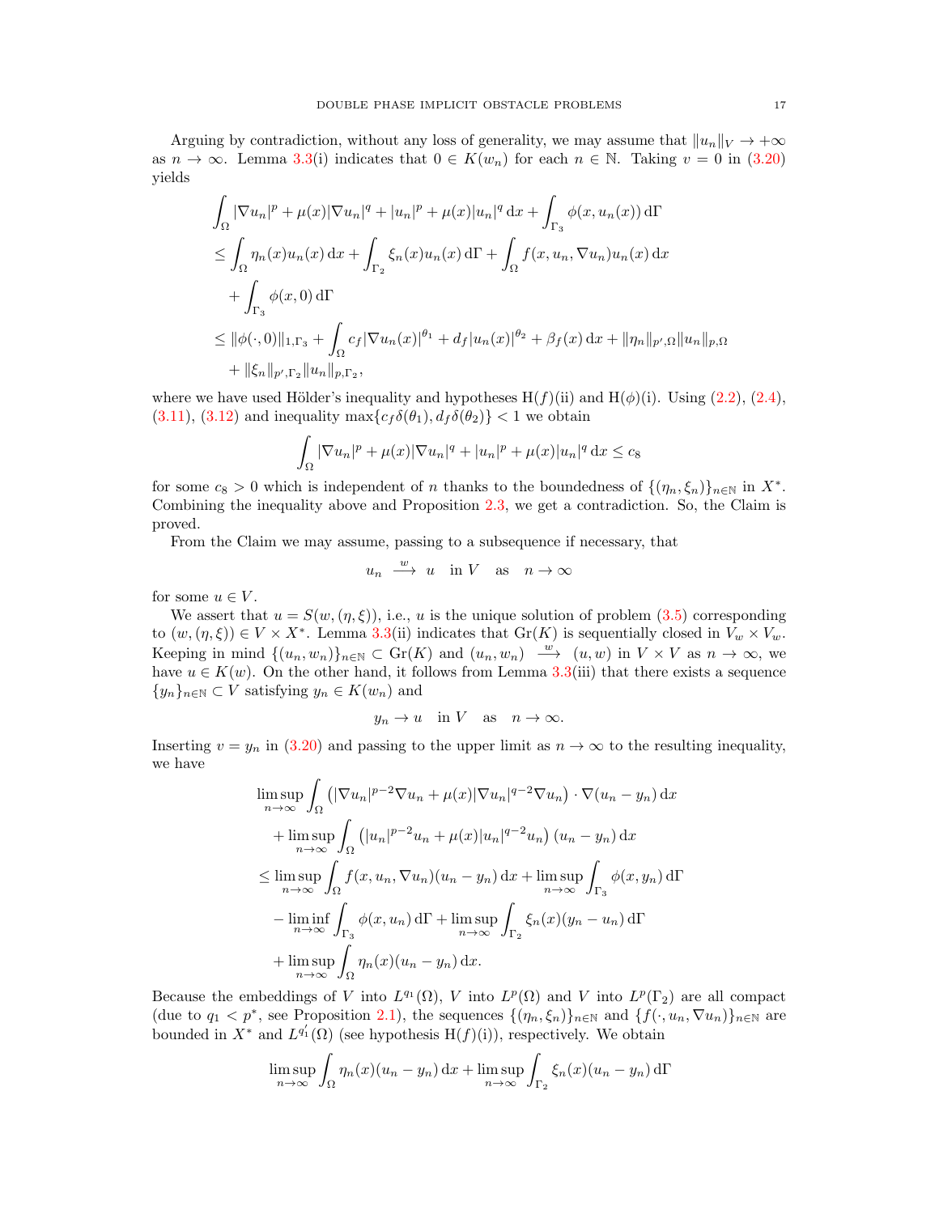Arguing by contradiction, without any loss of generality, we may assume that $\|u_n\|_V \to +\infty$ as $n \to \infty$. Lemma 3.3(i) indicates that $0 \in K(w_n)$ for each $n \in \mathbb{N}$. Taking $v = 0$ in (3.20) yields

$$
\begin{aligned}
&\int_\Omega |\nabla u_n|^p + \mu(x)|\nabla u_n|^q + |u_n|^p + \mu(x)|u_n|^q \,\mathrm{d}x + \int_{\Gamma_3} \phi(x, u_n(x))\,\mathrm{d}\Gamma \\
&\le \int_\Omega \eta_n(x) u_n(x)\,\mathrm{d}x + \int_{\Gamma_2} \xi_n(x) u_n(x)\,\mathrm{d}\Gamma + \int_\Omega f(x, u_n, \nabla u_n) u_n(x)\,\mathrm{d}x \\
&\quad + \int_{\Gamma_3} \phi(x, 0)\,\mathrm{d}\Gamma \\
&\le \|\phi(\cdot, 0)\|_{1,\Gamma_3} + \int_\Omega c_f |\nabla u_n(x)|^{\theta_1} + d_f |u_n(x)|^{\theta_2} + \beta_f(x)\,\mathrm{d}x + \|\eta_n\|_{p',\Omega}\|u_n\|_{p,\Omega} \\
&\quad + \|\xi_n\|_{p',\Gamma_2}\|u_n\|_{p,\Gamma_2},
\end{aligned}
$$

where we have used Hölder's inequality and hypotheses H($f$)(ii) and H($\phi$)(i). Using (2.2), (2.4), (3.11), (3.12) and inequality $\max\{c_f\delta(\theta_1), d_f\delta(\theta_2)\} < 1$ we obtain

$$
\int_\Omega |\nabla u_n|^p + \mu(x)|\nabla u_n|^q + |u_n|^p + \mu(x)|u_n|^q \,\mathrm{d}x \le c_8
$$

for some $c_8 > 0$ which is independent of $n$ thanks to the boundedness of $\{(\eta_n, \xi_n)\}_{n\in\mathbb{N}}$ in $X^*$. Combining the inequality above and Proposition 2.3, we get a contradiction. So, the Claim is proved.

From the Claim we may assume, passing to a subsequence if necessary, that

$$
u_n \xrightarrow{\ w\ } u \quad \text{in } V \quad \text{as} \quad n \to \infty
$$

for some $u \in V$.

We assert that $u = S(w, (\eta, \xi))$, i.e., $u$ is the unique solution of problem (3.5) corresponding to $(w, (\eta, \xi)) \in V \times X^*$. Lemma 3.3(ii) indicates that $\operatorname{Gr}(K)$ is sequentially closed in $V_w \times V_w$. Keeping in mind $\{(u_n, w_n)\}_{n\in\mathbb{N}} \subset \operatorname{Gr}(K)$ and $(u_n, w_n) \xrightarrow{\ w\ } (u, w)$ in $V \times V$ as $n \to \infty$, we have $u \in K(w)$. On the other hand, it follows from Lemma 3.3(iii) that there exists a sequence $\{y_n\}_{n\in\mathbb{N}} \subset V$ satisfying $y_n \in K(w_n)$ and

$$
y_n \to u \quad \text{in } V \quad \text{as} \quad n \to \infty.
$$

Inserting $v = y_n$ in (3.20) and passing to the upper limit as $n \to \infty$ to the resulting inequality, we have

$$
\begin{aligned}
&\limsup_{n\to\infty} \int_\Omega \left(|\nabla u_n|^{p-2}\nabla u_n + \mu(x)|\nabla u_n|^{q-2}\nabla u_n\right) \cdot \nabla(u_n - y_n)\,\mathrm{d}x \\
&\quad + \limsup_{n\to\infty} \int_\Omega \left(|u_n|^{p-2}u_n + \mu(x)|u_n|^{q-2}u_n\right)(u_n - y_n)\,\mathrm{d}x \\
&\le \limsup_{n\to\infty} \int_\Omega f(x, u_n, \nabla u_n)(u_n - y_n)\,\mathrm{d}x + \limsup_{n\to\infty} \int_{\Gamma_3} \phi(x, y_n)\,\mathrm{d}\Gamma \\
&\quad - \liminf_{n\to\infty} \int_{\Gamma_3} \phi(x, u_n)\,\mathrm{d}\Gamma + \limsup_{n\to\infty} \int_{\Gamma_2} \xi_n(x)(y_n - u_n)\,\mathrm{d}\Gamma \\
&\quad + \limsup_{n\to\infty} \int_\Omega \eta_n(x)(u_n - y_n)\,\mathrm{d}x.
\end{aligned}
$$

Because the embeddings of $V$ into $L^{q_1}(\Omega)$, $V$ into $L^p(\Omega)$ and $V$ into $L^p(\Gamma_2)$ are all compact (due to $q_1 < p^*$, see Proposition 2.1), the sequences $\{(\eta_n, \xi_n)\}_{n\in\mathbb{N}}$ and $\{f(\cdot, u_n, \nabla u_n)\}_{n\in\mathbb{N}}$ are bounded in $X^*$ and $L^{q_1'}(\Omega)$ (see hypothesis H($f$)(i)), respectively. We obtain

$$
\limsup_{n\to\infty} \int_\Omega \eta_n(x)(u_n - y_n)\,\mathrm{d}x + \limsup_{n\to\infty} \int_{\Gamma_2} \xi_n(x)(u_n - y_n)\,\mathrm{d}\Gamma
$$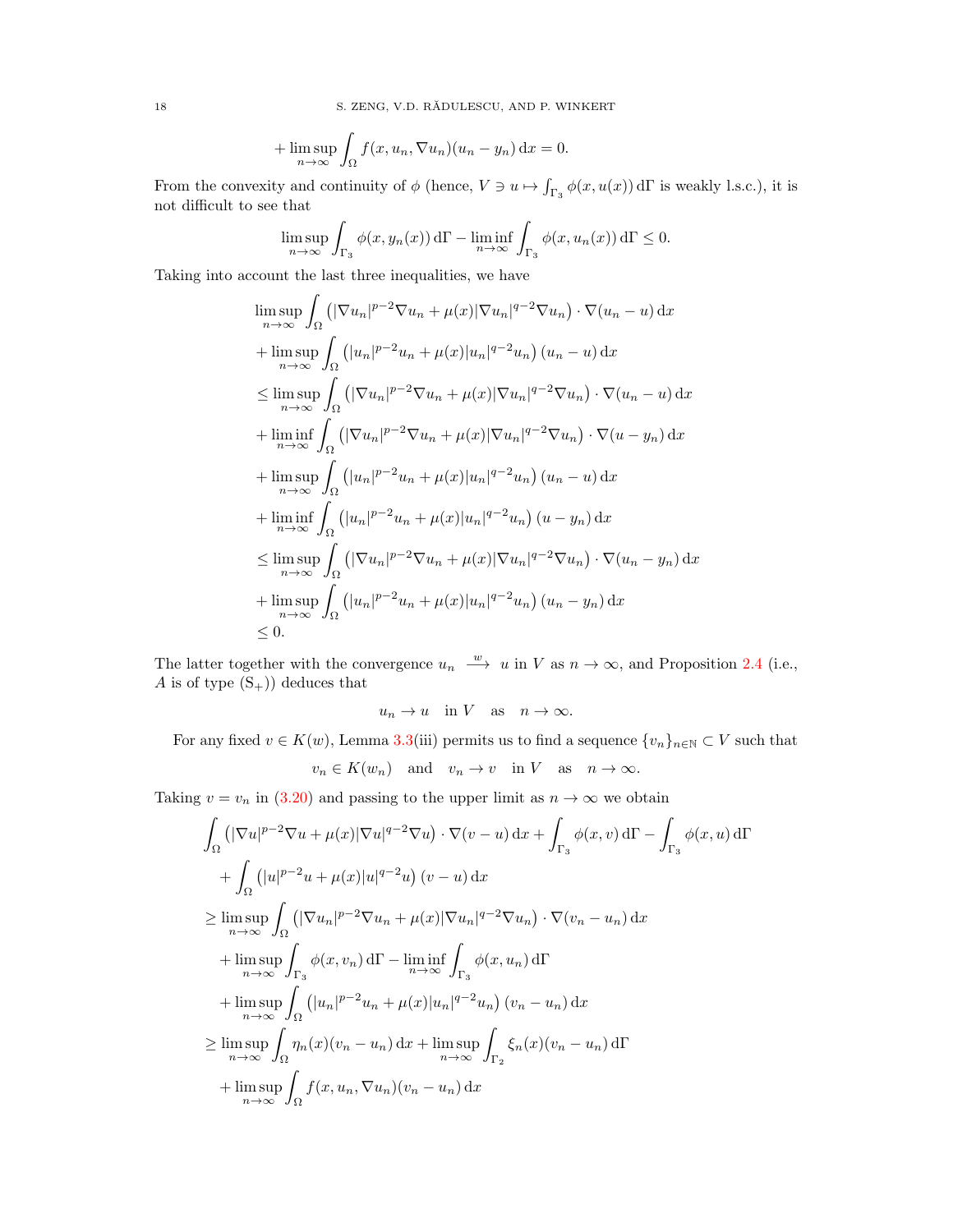$$
+\limsup_{n\to\infty}\int_\Omega f(x,u_n,\nabla u_n)(u_n-y_n)\,\mathrm{d}x=0.
$$

From the convexity and continuity of $\phi$ (hence, $V\ni u\mapsto\int_{\Gamma_3}\phi(x,u(x))\,\mathrm{d}\Gamma$ is weakly l.s.c.), it is not difficult to see that

$$
\limsup_{n\to\infty}\int_{\Gamma_3}\phi(x,y_n(x))\,\mathrm{d}\Gamma-\liminf_{n\to\infty}\int_{\Gamma_3}\phi(x,u_n(x))\,\mathrm{d}\Gamma\le 0.
$$

Taking into account the last three inequalities, we have

$$
\begin{aligned}
&\limsup_{n\to\infty}\int_\Omega\left(|\nabla u_n|^{p-2}\nabla u_n+\mu(x)|\nabla u_n|^{q-2}\nabla u_n\right)\cdot\nabla(u_n-u)\,\mathrm{d}x\\
&+\limsup_{n\to\infty}\int_\Omega\left(|u_n|^{p-2}u_n+\mu(x)|u_n|^{q-2}u_n\right)(u_n-u)\,\mathrm{d}x\\
&\le\limsup_{n\to\infty}\int_\Omega\left(|\nabla u_n|^{p-2}\nabla u_n+\mu(x)|\nabla u_n|^{q-2}\nabla u_n\right)\cdot\nabla(u_n-u)\,\mathrm{d}x\\
&+\liminf_{n\to\infty}\int_\Omega\left(|\nabla u_n|^{p-2}\nabla u_n+\mu(x)|\nabla u_n|^{q-2}\nabla u_n\right)\cdot\nabla(u-y_n)\,\mathrm{d}x\\
&+\limsup_{n\to\infty}\int_\Omega\left(|u_n|^{p-2}u_n+\mu(x)|u_n|^{q-2}u_n\right)(u_n-u)\,\mathrm{d}x\\
&+\liminf_{n\to\infty}\int_\Omega\left(|u_n|^{p-2}u_n+\mu(x)|u_n|^{q-2}u_n\right)(u-y_n)\,\mathrm{d}x\\
&\le\limsup_{n\to\infty}\int_\Omega\left(|\nabla u_n|^{p-2}\nabla u_n+\mu(x)|\nabla u_n|^{q-2}\nabla u_n\right)\cdot\nabla(u_n-y_n)\,\mathrm{d}x\\
&+\limsup_{n\to\infty}\int_\Omega\left(|u_n|^{p-2}u_n+\mu(x)|u_n|^{q-2}u_n\right)(u_n-y_n)\,\mathrm{d}x\\
&\le 0.
\end{aligned}
$$

The latter together with the convergence $u_n\xrightarrow{w}u$ in $V$ as $n\to\infty$, and Proposition 2.4 (i.e., $A$ is of type $(\mathrm{S}_+)$) deduces that

$$
u_n\to u\quad\text{in } V\quad\text{as}\quad n\to\infty.
$$

For any fixed $v\in K(w)$, Lemma 3.3(iii) permits us to find a sequence $\{v_n\}_{n\in\mathbb{N}}\subset V$ such that

$$
v_n\in K(w_n)\quad\text{and}\quad v_n\to v\quad\text{in } V\quad\text{as}\quad n\to\infty.
$$

Taking $v=v_n$ in (3.20) and passing to the upper limit as $n\to\infty$ we obtain

$$
\begin{aligned}
&\int_\Omega\left(|\nabla u|^{p-2}\nabla u+\mu(x)|\nabla u|^{q-2}\nabla u\right)\cdot\nabla(v-u)\,\mathrm{d}x+\int_{\Gamma_3}\phi(x,v)\,\mathrm{d}\Gamma-\int_{\Gamma_3}\phi(x,u)\,\mathrm{d}\Gamma\\
&\quad+\int_\Omega\left(|u|^{p-2}u+\mu(x)|u|^{q-2}u\right)(v-u)\,\mathrm{d}x\\
&\ge\limsup_{n\to\infty}\int_\Omega\left(|\nabla u_n|^{p-2}\nabla u_n+\mu(x)|\nabla u_n|^{q-2}\nabla u_n\right)\cdot\nabla(v_n-u_n)\,\mathrm{d}x\\
&\quad+\limsup_{n\to\infty}\int_{\Gamma_3}\phi(x,v_n)\,\mathrm{d}\Gamma-\liminf_{n\to\infty}\int_{\Gamma_3}\phi(x,u_n)\,\mathrm{d}\Gamma\\
&\quad+\limsup_{n\to\infty}\int_\Omega\left(|u_n|^{p-2}u_n+\mu(x)|u_n|^{q-2}u_n\right)(v_n-u_n)\,\mathrm{d}x\\
&\ge\limsup_{n\to\infty}\int_\Omega\eta_n(x)(v_n-u_n)\,\mathrm{d}x+\limsup_{n\to\infty}\int_{\Gamma_2}\xi_n(x)(v_n-u_n)\,\mathrm{d}\Gamma\\
&\quad+\limsup_{n\to\infty}\int_\Omega f(x,u_n,\nabla u_n)(v_n-u_n)\,\mathrm{d}x
\end{aligned}
$$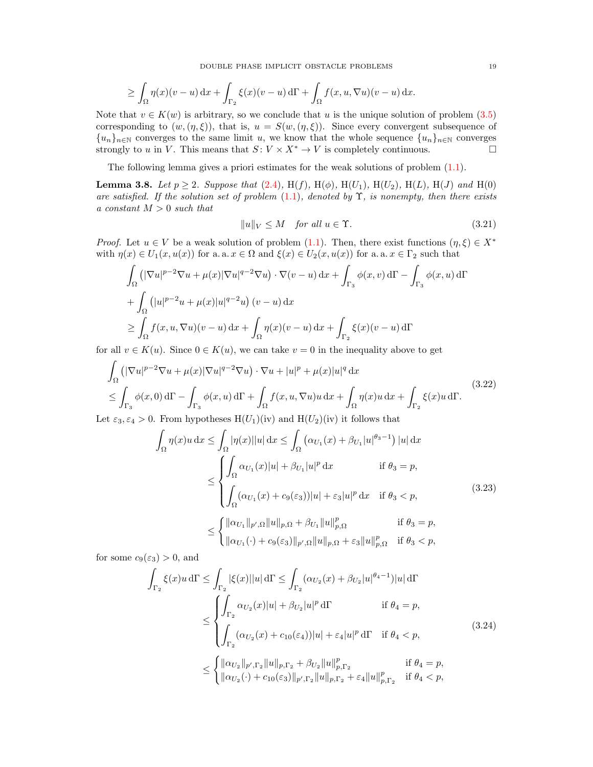$$\geq \int_\Omega \eta(x)(v-u)\,\mathrm{d}x + \int_{\Gamma_2} \xi(x)(v-u)\,\mathrm{d}\Gamma + \int_\Omega f(x,u,\nabla u)(v-u)\,\mathrm{d}x.$$

Note that $v \in K(w)$ is arbitrary, so we conclude that $u$ is the unique solution of problem (3.5) corresponding to $(w,(\eta,\xi))$, that is, $u = S(w,(\eta,\xi))$. Since every convergent subsequence of $\{u_n\}_{n\in\mathbb{N}}$ converges to the same limit $u$, we know that the whole sequence $\{u_n\}_{n\in\mathbb{N}}$ converges strongly to $u$ in $V$. This means that $S\colon V\times X^*\to V$ is completely continuous. $\square$

The following lemma gives a priori estimates for the weak solutions of problem (1.1).

**Lemma 3.8.** *Let $p\geq 2$. Suppose that (2.4), H($f$), H($\phi$), H($U_1$), H($U_2$), H($L$), H($J$) and H(0) are satisfied. If the solution set of problem (1.1), denoted by $\Upsilon$, is nonempty, then there exists a constant $M>0$ such that*

$$\|u\|_V \leq M \quad \text{for all } u\in\Upsilon. \tag{3.21}$$

*Proof.* Let $u\in V$ be a weak solution of problem (1.1). Then, there exist functions $(\eta,\xi)\in X^*$ with $\eta(x)\in U_1(x,u(x))$ for a. a. $x\in\Omega$ and $\xi(x)\in U_2(x,u(x))$ for a. a. $x\in\Gamma_2$ such that

$$\begin{aligned}
&\int_\Omega \left(|\nabla u|^{p-2}\nabla u + \mu(x)|\nabla u|^{q-2}\nabla u\right)\cdot\nabla(v-u)\,\mathrm{d}x + \int_{\Gamma_3}\phi(x,v)\,\mathrm{d}\Gamma - \int_{\Gamma_3}\phi(x,u)\,\mathrm{d}\Gamma\\
&+\int_\Omega \left(|u|^{p-2}u + \mu(x)|u|^{q-2}u\right)(v-u)\,\mathrm{d}x\\
&\geq \int_\Omega f(x,u,\nabla u)(v-u)\,\mathrm{d}x + \int_\Omega \eta(x)(v-u)\,\mathrm{d}x + \int_{\Gamma_2}\xi(x)(v-u)\,\mathrm{d}\Gamma
\end{aligned}$$

for all $v\in K(u)$. Since $0\in K(u)$, we can take $v=0$ in the inequality above to get

$$\begin{aligned}
&\int_\Omega \left(|\nabla u|^{p-2}\nabla u + \mu(x)|\nabla u|^{q-2}\nabla u\right)\cdot\nabla u + |u|^p + \mu(x)|u|^q\,\mathrm{d}x\\
&\leq \int_{\Gamma_3}\phi(x,0)\,\mathrm{d}\Gamma - \int_{\Gamma_3}\phi(x,u)\,\mathrm{d}\Gamma + \int_\Omega f(x,u,\nabla u)u\,\mathrm{d}x + \int_\Omega \eta(x)u\,\mathrm{d}x + \int_{\Gamma_2}\xi(x)u\,\mathrm{d}\Gamma.
\end{aligned}\tag{3.22}$$

Let $\varepsilon_3,\varepsilon_4>0$. From hypotheses H($U_1$)(iv) and H($U_2$)(iv) it follows that

$$\begin{aligned}
\int_\Omega \eta(x)u\,\mathrm{d}x &\leq \int_\Omega |\eta(x)||u|\,\mathrm{d}x \leq \int_\Omega \left(\alpha_{U_1}(x) + \beta_{U_1}|u|^{\theta_3-1}\right)|u|\,\mathrm{d}x\\
&\leq \begin{cases} \displaystyle\int_\Omega \alpha_{U_1}(x)|u| + \beta_{U_1}|u|^p\,\mathrm{d}x & \text{if } \theta_3 = p,\\[2mm] \displaystyle\int_\Omega (\alpha_{U_1}(x) + c_9(\varepsilon_3))|u| + \varepsilon_3|u|^p\,\mathrm{d}x & \text{if } \theta_3 < p,\end{cases}\\
&\leq \begin{cases} \|\alpha_{U_1}\|_{p',\Omega}\|u\|_{p,\Omega} + \beta_{U_1}\|u\|_{p,\Omega}^p & \text{if } \theta_3 = p,\\ \|\alpha_{U_1}(\cdot) + c_9(\varepsilon_3)\|_{p',\Omega}\|u\|_{p,\Omega} + \varepsilon_3\|u\|_{p,\Omega}^p & \text{if } \theta_3 < p,\end{cases}
\end{aligned}\tag{3.23}$$

for some $c_9(\varepsilon_3)>0$, and

$$\begin{aligned}
\int_{\Gamma_2} \xi(x)u\,\mathrm{d}\Gamma &\leq \int_{\Gamma_2} |\xi(x)||u|\,\mathrm{d}\Gamma \leq \int_{\Gamma_2} (\alpha_{U_2}(x) + \beta_{U_2}|u|^{\theta_4-1})|u|\,\mathrm{d}\Gamma\\
&\leq \begin{cases} \displaystyle\int_{\Gamma_2} \alpha_{U_2}(x)|u| + \beta_{U_2}|u|^p\,\mathrm{d}\Gamma & \text{if } \theta_4 = p,\\[2mm] \displaystyle\int_{\Gamma_2} (\alpha_{U_2}(x) + c_{10}(\varepsilon_4))|u| + \varepsilon_4|u|^p\,\mathrm{d}\Gamma & \text{if } \theta_4 < p,\end{cases}\\
&\leq \begin{cases} \|\alpha_{U_2}\|_{p',\Gamma_2}\|u\|_{p,\Gamma_2} + \beta_{U_2}\|u\|_{p,\Gamma_2}^p & \text{if } \theta_4 = p,\\ \|\alpha_{U_2}(\cdot) + c_{10}(\varepsilon_3)\|_{p',\Gamma_2}\|u\|_{p,\Gamma_2} + \varepsilon_4\|u\|_{p,\Gamma_2}^p & \text{if } \theta_4 < p,\end{cases}
\end{aligned}\tag{3.24}$$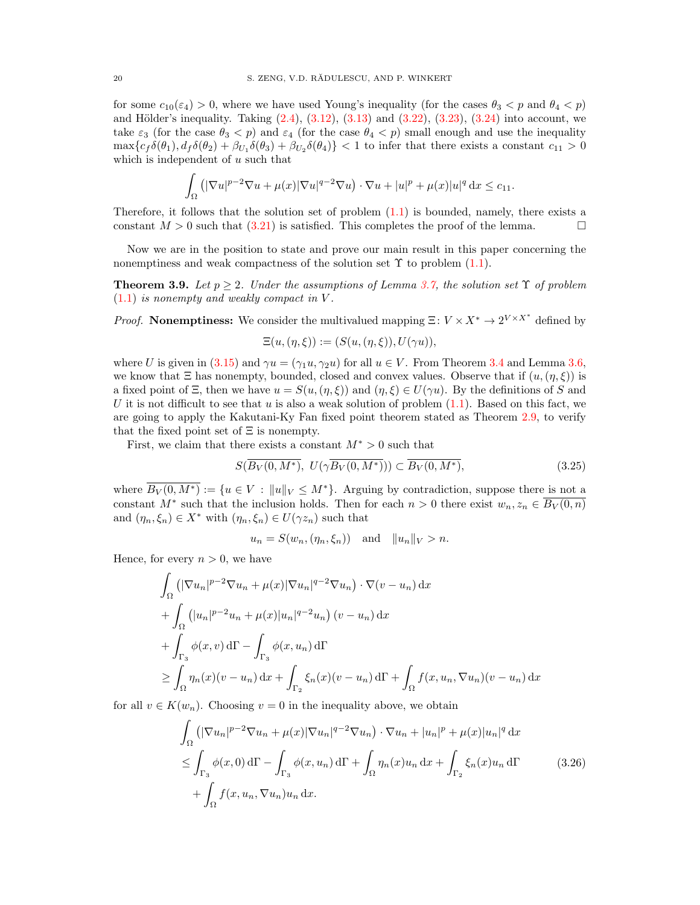for some $c_{10}(\varepsilon_4) > 0$, where we have used Young's inequality (for the cases $\theta_3 < p$ and $\theta_4 < p$) and Hölder's inequality. Taking (2.4), (3.12), (3.13) and (3.22), (3.23), (3.24) into account, we take $\varepsilon_3$ (for the case $\theta_3 < p$) and $\varepsilon_4$ (for the case $\theta_4 < p$) small enough and use the inequality $\max\{c_f \delta(\theta_1), d_f \delta(\theta_2) + \beta_{U_1}\delta(\theta_3) + \beta_{U_2}\delta(\theta_4)\} < 1$ to infer that there exists a constant $c_{11} > 0$ which is independent of $u$ such that

$$\int_\Omega \left(|\nabla u|^{p-2}\nabla u + \mu(x)|\nabla u|^{q-2}\nabla u\right)\cdot \nabla u + |u|^p + \mu(x)|u|^q \,\mathrm{d}x \le c_{11}.$$

Therefore, it follows that the solution set of problem (1.1) is bounded, namely, there exists a constant $M > 0$ such that (3.21) is satisfied. This completes the proof of the lemma. $\square$

Now we are in the position to state and prove our main result in this paper concerning the nonemptiness and weak compactness of the solution set $\Upsilon$ to problem (1.1).

**Theorem 3.9.** *Let $p \ge 2$. Under the assumptions of Lemma 3.7, the solution set $\Upsilon$ of problem (1.1) is nonempty and weakly compact in $V$.*

*Proof.* **Nonemptiness:** We consider the multivalued mapping $\Xi\colon V \times X^* \to 2^{V\times X^*}$ defined by

$$\Xi(u, (\eta, \xi)) := (S(u, (\eta, \xi)), U(\gamma u)),$$

where $U$ is given in (3.15) and $\gamma u = (\gamma_1 u, \gamma_2 u)$ for all $u \in V$. From Theorem 3.4 and Lemma 3.6, we know that $\Xi$ has nonempty, bounded, closed and convex values. Observe that if $(u, (\eta, \xi))$ is a fixed point of $\Xi$, then we have $u = S(u, (\eta, \xi))$ and $(\eta, \xi) \in U(\gamma u)$. By the definitions of $S$ and $U$ it is not difficult to see that $u$ is also a weak solution of problem (1.1). Based on this fact, we are going to apply the Kakutani-Ky Fan fixed point theorem stated as Theorem 2.9, to verify that the fixed point set of $\Xi$ is nonempty.

First, we claim that there exists a constant $M^* > 0$ such that

$$S(\overline{B_V(0, M^*)},\ U(\gamma \overline{B_V(0, M^*)})) \subset \overline{B_V(0, M^*)}, \tag{3.25}$$

where $\overline{B_V(0, M^*)} := \{u \in V : \|u\|_V \le M^*\}$. Arguing by contradiction, suppose there is not a constant $M^*$ such that the inclusion holds. Then for each $n > 0$ there exist $w_n, z_n \in \overline{B_V(0, n)}$ and $(\eta_n, \xi_n) \in X^*$ with $(\eta_n, \xi_n) \in U(\gamma z_n)$ such that

$$u_n = S(w_n, (\eta_n, \xi_n)) \quad \text{and} \quad \|u_n\|_V > n.$$

Hence, for every $n > 0$, we have

$$\begin{aligned}
&\int_\Omega \left(|\nabla u_n|^{p-2}\nabla u_n + \mu(x)|\nabla u_n|^{q-2}\nabla u_n\right)\cdot \nabla(v - u_n)\,\mathrm{d}x \\
&+ \int_\Omega \left(|u_n|^{p-2}u_n + \mu(x)|u_n|^{q-2}u_n\right)(v - u_n)\,\mathrm{d}x \\
&+ \int_{\Gamma_3} \phi(x, v)\,\mathrm{d}\Gamma - \int_{\Gamma_3} \phi(x, u_n)\,\mathrm{d}\Gamma \\
&\ge \int_\Omega \eta_n(x)(v - u_n)\,\mathrm{d}x + \int_{\Gamma_2} \xi_n(x)(v - u_n)\,\mathrm{d}\Gamma + \int_\Omega f(x, u_n, \nabla u_n)(v - u_n)\,\mathrm{d}x
\end{aligned}$$

for all $v \in K(w_n)$. Choosing $v = 0$ in the inequality above, we obtain

$$\begin{aligned}
&\int_\Omega \left(|\nabla u_n|^{p-2}\nabla u_n + \mu(x)|\nabla u_n|^{q-2}\nabla u_n\right)\cdot \nabla u_n + |u_n|^p + \mu(x)|u_n|^q \,\mathrm{d}x \\
&\le \int_{\Gamma_3} \phi(x, 0)\,\mathrm{d}\Gamma - \int_{\Gamma_3} \phi(x, u_n)\,\mathrm{d}\Gamma + \int_\Omega \eta_n(x)u_n\,\mathrm{d}x + \int_{\Gamma_2} \xi_n(x)u_n\,\mathrm{d}\Gamma \\
&\quad + \int_\Omega f(x, u_n, \nabla u_n)u_n\,\mathrm{d}x.
\end{aligned} \tag{3.26}$$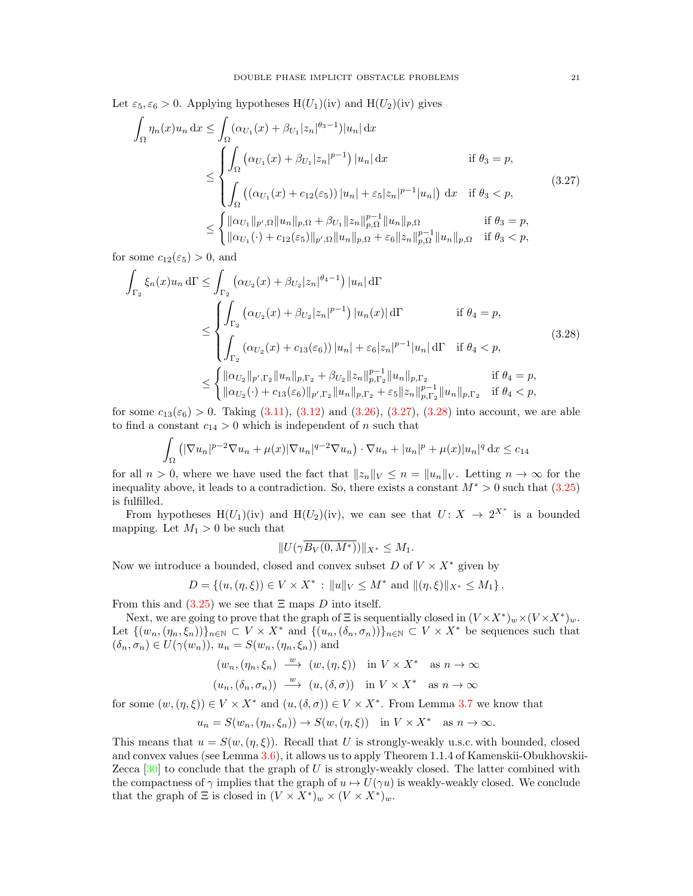Let $\varepsilon_5, \varepsilon_6 > 0$. Applying hypotheses H($U_1$)(iv) and H($U_2$)(iv) gives

$$
\begin{aligned}
\int_\Omega \eta_n(x) u_n \, \mathrm{d}x &\le \int_\Omega (\alpha_{U_1}(x) + \beta_{U_1} |z_n|^{\theta_3 - 1}) |u_n| \, \mathrm{d}x \\
&\le \begin{cases} \displaystyle\int_\Omega \left(\alpha_{U_1}(x) + \beta_{U_1} |z_n|^{p-1}\right) |u_n| \, \mathrm{d}x & \text{if } \theta_3 = p, \\ \displaystyle\int_\Omega \left( (\alpha_{U_1}(x) + c_{12}(\varepsilon_5)) |u_n| + \varepsilon_5 |z_n|^{p-1} |u_n| \right) \, \mathrm{d}x & \text{if } \theta_3 < p, \end{cases} \\
&\le \begin{cases} \|\alpha_{U_1}\|_{p', \Omega} \|u_n\|_{p,\Omega} + \beta_{U_1} \|z_n\|_{p,\Omega}^{p-1} \|u_n\|_{p,\Omega} & \text{if } \theta_3 = p, \\ \|\alpha_{U_1}(\cdot) + c_{12}(\varepsilon_5)\|_{p',\Omega} \|u_n\|_{p,\Omega} + \varepsilon_6 \|z_n\|_{p,\Omega}^{p-1} \|u_n\|_{p,\Omega} & \text{if } \theta_3 < p, \end{cases}
\end{aligned}
\tag{3.27}
$$

for some $c_{12}(\varepsilon_5) > 0$, and

$$
\begin{aligned}
\int_{\Gamma_2} \xi_n(x) u_n \, \mathrm{d}\Gamma &\le \int_{\Gamma_2} \left(\alpha_{U_2}(x) + \beta_{U_2} |z_n|^{\theta_4 - 1}\right) |u_n| \, \mathrm{d}\Gamma \\
&\le \begin{cases} \displaystyle\int_{\Gamma_2} \left(\alpha_{U_2}(x) + \beta_{U_2} |z_n|^{p-1}\right) |u_n(x)| \, \mathrm{d}\Gamma & \text{if } \theta_4 = p, \\ \displaystyle\int_{\Gamma_2} (\alpha_{U_2}(x) + c_{13}(\varepsilon_6)) |u_n| + \varepsilon_6 |z_n|^{p-1} |u_n| \, \mathrm{d}\Gamma & \text{if } \theta_4 < p, \end{cases} \\
&\le \begin{cases} \|\alpha_{U_2}\|_{p', \Gamma_2} \|u_n\|_{p,\Gamma_2} + \beta_{U_2} \|z_n\|_{p,\Gamma_2}^{p-1} \|u_n\|_{p,\Gamma_2} & \text{if } \theta_4 = p, \\ \|\alpha_{U_2}(\cdot) + c_{13}(\varepsilon_6)\|_{p',\Gamma_2} \|u_n\|_{p,\Gamma_2} + \varepsilon_5 \|z_n\|_{p,\Gamma_2}^{p-1} \|u_n\|_{p,\Gamma_2} & \text{if } \theta_4 < p, \end{cases}
\end{aligned}
\tag{3.28}
$$

for some $c_{13}(\varepsilon_6) > 0$. Taking (3.11), (3.12) and (3.26), (3.27), (3.28) into account, we are able to find a constant $c_{14} > 0$ which is independent of $n$ such that

$$
\int_\Omega \left(|\nabla u_n|^{p-2} \nabla u_n + \mu(x) |\nabla u_n|^{q-2} \nabla u_n\right) \cdot \nabla u_n + |u_n|^p + \mu(x) |u_n|^q \, \mathrm{d}x \le c_{14}
$$

for all $n > 0$, where we have used the fact that $\|z_n\|_V \le n = \|u_n\|_V$. Letting $n \to \infty$ for the inequality above, it leads to a contradiction. So, there exists a constant $M^* > 0$ such that (3.25) is fulfilled.

From hypotheses H($U_1$)(iv) and H($U_2$)(iv), we can see that $U \colon X \to 2^{X^*}$ is a bounded mapping. Let $M_1 > 0$ be such that

$$
\|U(\gamma \overline{B_V(0, M^*)})\|_{X^*} \le M_1.
$$

Now we introduce a bounded, closed and convex subset $D$ of $V \times X^*$ given by

$$
D = \left\{(u, (\eta, \xi)) \in V \times X^* \,:\, \|u\|_V \le M^* \text{ and } \|(\eta, \xi)\|_{X^*} \le M_1\right\}.
$$

From this and (3.25) we see that $\Xi$ maps $D$ into itself.

Next, we are going to prove that the graph of $\Xi$ is sequentially closed in $(V \times X^*)_w \times (V \times X^*)_w$. Let $\{(w_n, (\eta_n, \xi_n))\}_{n \in \mathbb{N}} \subset V \times X^*$ and $\{(u_n, (\delta_n, \sigma_n))\}_{n \in \mathbb{N}} \subset V \times X^*$ be sequences such that $(\delta_n, \sigma_n) \in U(\gamma(w_n))$, $u_n = S(w_n, (\eta_n, \xi_n))$ and

$$
\begin{aligned}
(w_n, (\eta_n, \xi_n) &\xrightarrow{\ w\ } (w, (\eta, \xi)) \quad \text{in } V \times X^* \quad \text{as } n \to \infty \\
(u_n, (\delta_n, \sigma_n)) &\xrightarrow{\ w\ } (u, (\delta, \sigma)) \quad \text{in } V \times X^* \quad \text{as } n \to \infty
\end{aligned}
$$

for some $(w, (\eta, \xi)) \in V \times X^*$ and $(u, (\delta, \sigma)) \in V \times X^*$. From Lemma 3.7 we know that

$$
u_n = S(w_n, (\eta_n, \xi_n)) \to S(w, (\eta, \xi)) \quad \text{in } V \times X^* \quad \text{as } n \to \infty.
$$

This means that $u = S(w, (\eta, \xi))$. Recall that $U$ is strongly-weakly u.s.c. with bounded, closed and convex values (see Lemma 3.6), it allows us to apply Theorem 1.1.4 of Kamenskii-Obukhovskii-Zecca [30] to conclude that the graph of $U$ is strongly-weakly closed. The latter combined with the compactness of $\gamma$ implies that the graph of $u \mapsto U(\gamma u)$ is weakly-weakly closed. We conclude that the graph of $\Xi$ is closed in $(V \times X^*)_w \times (V \times X^*)_w$.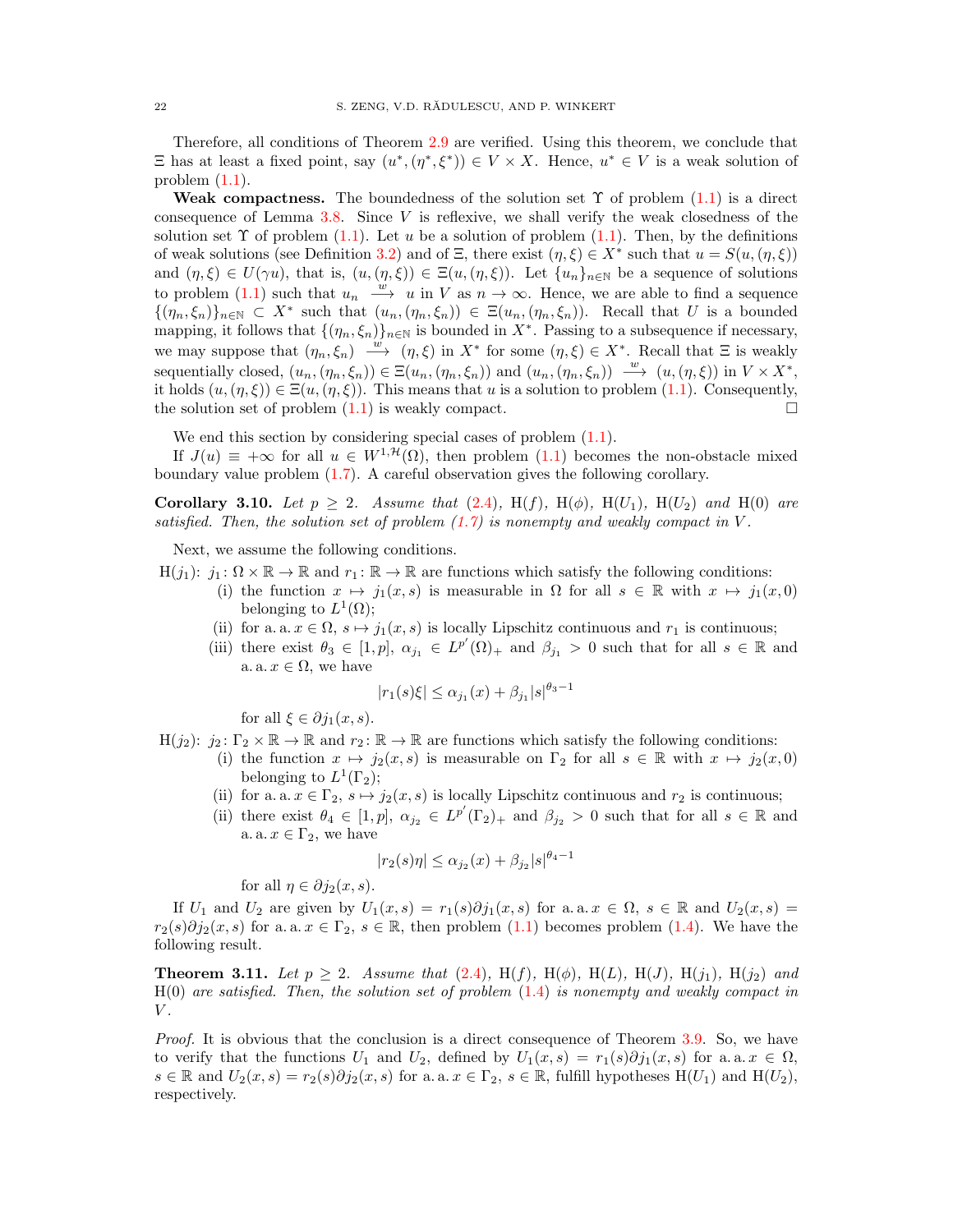Therefore, all conditions of Theorem 2.9 are verified. Using this theorem, we conclude that $\Xi$ has at least a fixed point, say $(u^*, (\eta^*, \xi^*)) \in V \times X$. Hence, $u^* \in V$ is a weak solution of problem (1.1).

**Weak compactness.** The boundedness of the solution set $\Upsilon$ of problem (1.1) is a direct consequence of Lemma 3.8. Since $V$ is reflexive, we shall verify the weak closedness of the solution set $\Upsilon$ of problem (1.1). Let $u$ be a solution of problem (1.1). Then, by the definitions of weak solutions (see Definition 3.2) and of $\Xi$, there exist $(\eta, \xi) \in X^*$ such that $u = S(u, (\eta, \xi))$ and $(\eta, \xi) \in U(\gamma u)$, that is, $(u, (\eta, \xi)) \in \Xi(u, (\eta, \xi))$. Let $\{u_n\}_{n\in\mathbb{N}}$ be a sequence of solutions to problem (1.1) such that $u_n \xrightarrow{w} u$ in $V$ as $n \to \infty$. Hence, we are able to find a sequence $\{(\eta_n, \xi_n)\}_{n\in\mathbb{N}} \subset X^*$ such that $(u_n, (\eta_n, \xi_n)) \in \Xi(u_n, (\eta_n, \xi_n))$. Recall that $U$ is a bounded mapping, it follows that $\{(\eta_n, \xi_n)\}_{n\in\mathbb{N}}$ is bounded in $X^*$. Passing to a subsequence if necessary, we may suppose that $(\eta_n, \xi_n) \xrightarrow{w} (\eta, \xi)$ in $X^*$ for some $(\eta, \xi) \in X^*$. Recall that $\Xi$ is weakly sequentially closed, $(u_n, (\eta_n, \xi_n)) \in \Xi(u_n, (\eta_n, \xi_n))$ and $(u_n, (\eta_n, \xi_n)) \xrightarrow{w} (u, (\eta, \xi))$ in $V \times X^*$, it holds $(u, (\eta, \xi)) \in \Xi(u, (\eta, \xi))$. This means that $u$ is a solution to problem (1.1). Consequently, the solution set of problem (1.1) is weakly compact. □

We end this section by considering special cases of problem (1.1).

If $J(u) \equiv +\infty$ for all $u \in W^{1,\mathcal{H}}(\Omega)$, then problem (1.1) becomes the non-obstacle mixed boundary value problem (1.7). A careful observation gives the following corollary.

**Corollary 3.10.** *Let $p \geq 2$. Assume that (2.4), H($f$), H($\phi$), H($U_1$), H($U_2$) and H(0) are satisfied. Then, the solution set of problem (1.7) is nonempty and weakly compact in $V$.*

Next, we assume the following conditions.

H($j_1$): $j_1 \colon \Omega \times \mathbb{R} \to \mathbb{R}$ and $r_1 \colon \mathbb{R} \to \mathbb{R}$ are functions which satisfy the following conditions:

- (i) the function $x \mapsto j_1(x, s)$ is measurable in $\Omega$ for all $s \in \mathbb{R}$ with $x \mapsto j_1(x, 0)$ belonging to $L^1(\Omega)$;
- (ii) for a. a. $x \in \Omega$, $s \mapsto j_1(x, s)$ is locally Lipschitz continuous and $r_1$ is continuous;
- (iii) there exist $\theta_3 \in [1, p]$, $\alpha_{j_1} \in L^{p'}(\Omega)_+$ and $\beta_{j_1} > 0$ such that for all $s \in \mathbb{R}$ and a. a. $x \in \Omega$, we have
$$|r_1(s)\xi| \leq \alpha_{j_1}(x) + \beta_{j_1}|s|^{\theta_3 - 1}$$
for all $\xi \in \partial j_1(x, s)$.

H($j_2$): $j_2 \colon \Gamma_2 \times \mathbb{R} \to \mathbb{R}$ and $r_2 \colon \mathbb{R} \to \mathbb{R}$ are functions which satisfy the following conditions:

- (i) the function $x \mapsto j_2(x, s)$ is measurable on $\Gamma_2$ for all $s \in \mathbb{R}$ with $x \mapsto j_2(x, 0)$ belonging to $L^1(\Gamma_2)$;
- (ii) for a. a. $x \in \Gamma_2$, $s \mapsto j_2(x, s)$ is locally Lipschitz continuous and $r_2$ is continuous;
- (ii) there exist $\theta_4 \in [1, p]$, $\alpha_{j_2} \in L^{p'}(\Gamma_2)_+$ and $\beta_{j_2} > 0$ such that for all $s \in \mathbb{R}$ and a. a. $x \in \Gamma_2$, we have
$$|r_2(s)\eta| \leq \alpha_{j_2}(x) + \beta_{j_2}|s|^{\theta_4 - 1}$$
for all $\eta \in \partial j_2(x, s)$.

If $U_1$ and $U_2$ are given by $U_1(x, s) = r_1(s)\partial j_1(x, s)$ for a. a. $x \in \Omega$, $s \in \mathbb{R}$ and $U_2(x, s) = r_2(s)\partial j_2(x, s)$ for a. a. $x \in \Gamma_2$, $s \in \mathbb{R}$, then problem (1.1) becomes problem (1.4). We have the following result.

**Theorem 3.11.** *Let $p \geq 2$. Assume that (2.4), H($f$), H($\phi$), H($L$), H($J$), H($j_1$), H($j_2$) and H(0) are satisfied. Then, the solution set of problem (1.4) is nonempty and weakly compact in $V$.*

*Proof.* It is obvious that the conclusion is a direct consequence of Theorem 3.9. So, we have to verify that the functions $U_1$ and $U_2$, defined by $U_1(x, s) = r_1(s)\partial j_1(x, s)$ for a. a. $x \in \Omega$, $s \in \mathbb{R}$ and $U_2(x, s) = r_2(s)\partial j_2(x, s)$ for a. a. $x \in \Gamma_2$, $s \in \mathbb{R}$, fulfill hypotheses H($U_1$) and H($U_2$), respectively.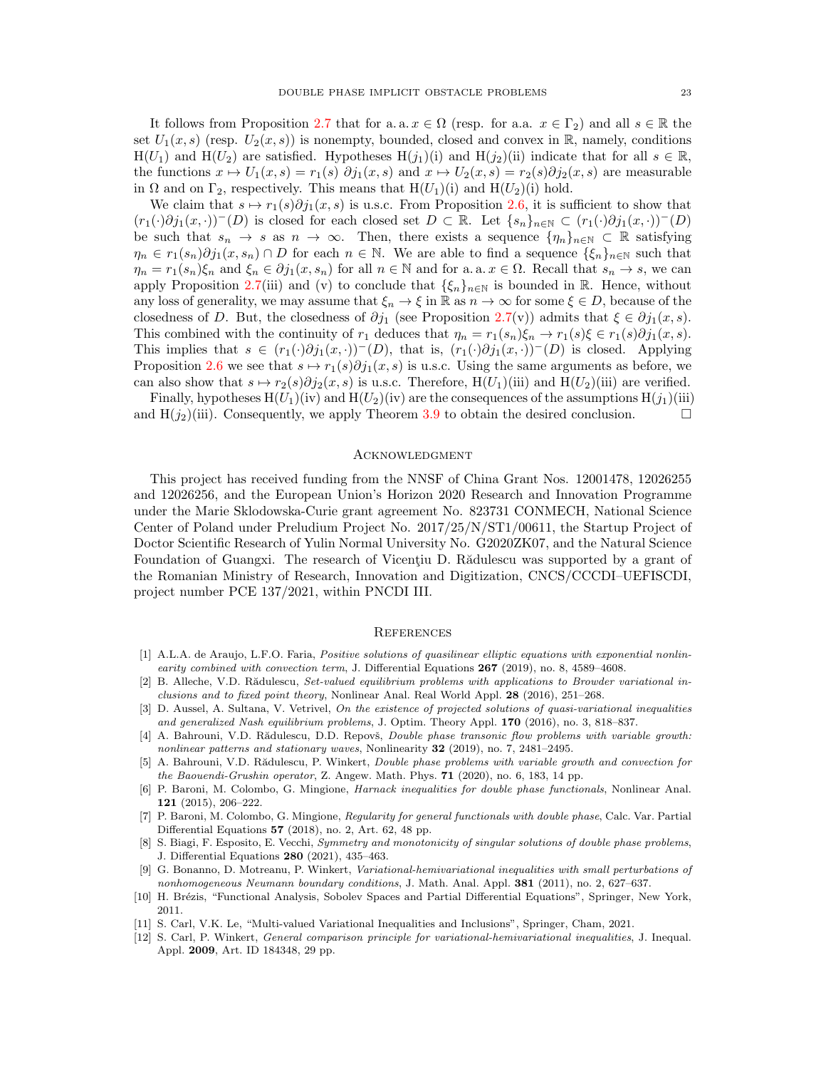It follows from Proposition 2.7 that for a. a. $x \in \Omega$ (resp. for a.a. $x \in \Gamma_2$) and all $s \in \mathbb{R}$ the set $U_1(x, s)$ (resp. $U_2(x, s)$) is nonempty, bounded, closed and convex in $\mathbb{R}$, namely, conditions H($U_1$) and H($U_2$) are satisfied. Hypotheses H($j_1$)(i) and H($j_2$)(ii) indicate that for all $s \in \mathbb{R}$, the functions $x \mapsto U_1(x, s) = r_1(s)\ \partial j_1(x, s)$ and $x \mapsto U_2(x, s) = r_2(s)\partial j_2(x, s)$ are measurable in $\Omega$ and on $\Gamma_2$, respectively. This means that H($U_1$)(i) and H($U_2$)(i) hold.

We claim that $s \mapsto r_1(s)\partial j_1(x, s)$ is u.s.c. From Proposition 2.6, it is sufficient to show that $(r_1(\cdot)\partial j_1(x, \cdot))^-(D)$ is closed for each closed set $D \subset \mathbb{R}$. Let $\{s_n\}_{n\in\mathbb{N}} \subset (r_1(\cdot)\partial j_1(x, \cdot))^-(D)$ be such that $s_n \to s$ as $n \to \infty$. Then, there exists a sequence $\{\eta_n\}_{n\in\mathbb{N}} \subset \mathbb{R}$ satisfying $\eta_n \in r_1(s_n)\partial j_1(x, s_n) \cap D$ for each $n \in \mathbb{N}$. We are able to find a sequence $\{\xi_n\}_{n\in\mathbb{N}}$ such that $\eta_n = r_1(s_n)\xi_n$ and $\xi_n \in \partial j_1(x, s_n)$ for all $n \in \mathbb{N}$ and for a. a. $x \in \Omega$. Recall that $s_n \to s$, we can apply Proposition 2.7(iii) and (v) to conclude that $\{\xi_n\}_{n\in\mathbb{N}}$ is bounded in $\mathbb{R}$. Hence, without any loss of generality, we may assume that $\xi_n \to \xi$ in $\mathbb{R}$ as $n \to \infty$ for some $\xi \in D$, because of the closedness of $D$. But, the closedness of $\partial j_1$ (see Proposition 2.7(v)) admits that $\xi \in \partial j_1(x, s)$. This combined with the continuity of $r_1$ deduces that $\eta_n = r_1(s_n)\xi_n \to r_1(s)\xi \in r_1(s)\partial j_1(x, s)$. This implies that $s \in (r_1(\cdot)\partial j_1(x, \cdot))^-(D)$, that is, $(r_1(\cdot)\partial j_1(x, \cdot))^-(D)$ is closed. Applying Proposition 2.6 we see that $s \mapsto r_1(s)\partial j_1(x, s)$ is u.s.c. Using the same arguments as before, we can also show that $s \mapsto r_2(s)\partial j_2(x, s)$ is u.s.c. Therefore, H($U_1$)(iii) and H($U_2$)(iii) are verified.

Finally, hypotheses H($U_1$)(iv) and H($U_2$)(iv) are the consequences of the assumptions H($j_1$)(iii) and H($j_2$)(iii). Consequently, we apply Theorem 3.9 to obtain the desired conclusion. □

## Acknowledgment

This project has received funding from the NNSF of China Grant Nos. 12001478, 12026255 and 12026256, and the European Union's Horizon 2020 Research and Innovation Programme under the Marie Sklodowska-Curie grant agreement No. 823731 CONMECH, National Science Center of Poland under Preludium Project No. 2017/25/N/ST1/00611, the Startup Project of Doctor Scientific Research of Yulin Normal University No. G2020ZK07, and the Natural Science Foundation of Guangxi. The research of Vicenţiu D. Rădulescu was supported by a grant of the Romanian Ministry of Research, Innovation and Digitization, CNCS/CCCDI–UEFISCDI, project number PCE 137/2021, within PNCDI III.

## References

[1] A.L.A. de Araujo, L.F.O. Faria, *Positive solutions of quasilinear elliptic equations with exponential nonlinearity combined with convection term*, J. Differential Equations **267** (2019), no. 8, 4589–4608.

[2] B. Alleche, V.D. Rădulescu, *Set-valued equilibrium problems with applications to Browder variational inclusions and to fixed point theory*, Nonlinear Anal. Real World Appl. **28** (2016), 251–268.

[3] D. Aussel, A. Sultana, V. Vetrivel, *On the existence of projected solutions of quasi-variational inequalities and generalized Nash equilibrium problems*, J. Optim. Theory Appl. **170** (2016), no. 3, 818–837.

[4] A. Bahrouni, V.D. Rădulescu, D.D. Repovš, *Double phase transonic flow problems with variable growth: nonlinear patterns and stationary waves*, Nonlinearity **32** (2019), no. 7, 2481–2495.

[5] A. Bahrouni, V.D. Rădulescu, P. Winkert, *Double phase problems with variable growth and convection for the Baouendi-Grushin operator*, Z. Angew. Math. Phys. **71** (2020), no. 6, 183, 14 pp.

[6] P. Baroni, M. Colombo, G. Mingione, *Harnack inequalities for double phase functionals*, Nonlinear Anal. **121** (2015), 206–222.

[7] P. Baroni, M. Colombo, G. Mingione, *Regularity for general functionals with double phase*, Calc. Var. Partial Differential Equations **57** (2018), no. 2, Art. 62, 48 pp.

[8] S. Biagi, F. Esposito, E. Vecchi, *Symmetry and monotonicity of singular solutions of double phase problems*, J. Differential Equations **280** (2021), 435–463.

[9] G. Bonanno, D. Motreanu, P. Winkert, *Variational-hemivariational inequalities with small perturbations of nonhomogeneous Neumann boundary conditions*, J. Math. Anal. Appl. **381** (2011), no. 2, 627–637.

[10] H. Brézis, "Functional Analysis, Sobolev Spaces and Partial Differential Equations", Springer, New York, 2011.

[11] S. Carl, V.K. Le, "Multi-valued Variational Inequalities and Inclusions", Springer, Cham, 2021.

[12] S. Carl, P. Winkert, *General comparison principle for variational-hemivariational inequalities*, J. Inequal. Appl. **2009**, Art. ID 184348, 29 pp.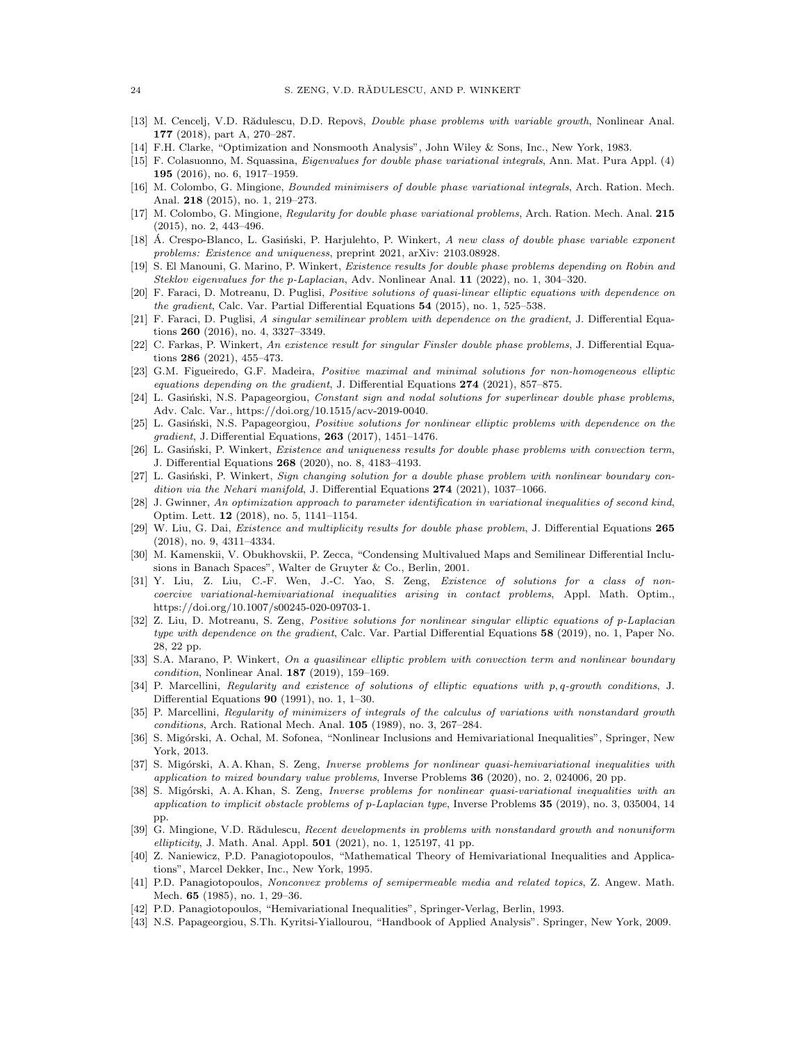[13] M. Cencelj, V.D. Rădulescu, D.D. Repovš, *Double phase problems with variable growth*, Nonlinear Anal. **177** (2018), part A, 270–287.

[14] F.H. Clarke, "Optimization and Nonsmooth Analysis", John Wiley & Sons, Inc., New York, 1983.

[15] F. Colasuonno, M. Squassina, *Eigenvalues for double phase variational integrals*, Ann. Mat. Pura Appl. (4) **195** (2016), no. 6, 1917–1959.

[16] M. Colombo, G. Mingione, *Bounded minimisers of double phase variational integrals*, Arch. Ration. Mech. Anal. **218** (2015), no. 1, 219–273.

[17] M. Colombo, G. Mingione, *Regularity for double phase variational problems*, Arch. Ration. Mech. Anal. **215** (2015), no. 2, 443–496.

[18] Á. Crespo-Blanco, L. Gasiński, P. Harjulehto, P. Winkert, *A new class of double phase variable exponent problems: Existence and uniqueness*, preprint 2021, arXiv: 2103.08928.

[19] S. El Manouni, G. Marino, P. Winkert, *Existence results for double phase problems depending on Robin and Steklov eigenvalues for the p-Laplacian*, Adv. Nonlinear Anal. **11** (2022), no. 1, 304–320.

[20] F. Faraci, D. Motreanu, D. Puglisi, *Positive solutions of quasi-linear elliptic equations with dependence on the gradient*, Calc. Var. Partial Differential Equations **54** (2015), no. 1, 525–538.

[21] F. Faraci, D. Puglisi, *A singular semilinear problem with dependence on the gradient*, J. Differential Equations **260** (2016), no. 4, 3327–3349.

[22] C. Farkas, P. Winkert, *An existence result for singular Finsler double phase problems*, J. Differential Equations **286** (2021), 455–473.

[23] G.M. Figueiredo, G.F. Madeira, *Positive maximal and minimal solutions for non-homogeneous elliptic equations depending on the gradient*, J. Differential Equations **274** (2021), 857–875.

[24] L. Gasiński, N.S. Papageorgiou, *Constant sign and nodal solutions for superlinear double phase problems*, Adv. Calc. Var., https://doi.org/10.1515/acv-2019-0040.

[25] L. Gasiński, N.S. Papageorgiou, *Positive solutions for nonlinear elliptic problems with dependence on the gradient*, J. Differential Equations, **263** (2017), 1451–1476.

[26] L. Gasiński, P. Winkert, *Existence and uniqueness results for double phase problems with convection term*, J. Differential Equations **268** (2020), no. 8, 4183–4193.

[27] L. Gasiński, P. Winkert, *Sign changing solution for a double phase problem with nonlinear boundary condition via the Nehari manifold*, J. Differential Equations **274** (2021), 1037–1066.

[28] J. Gwinner, *An optimization approach to parameter identification in variational inequalities of second kind*, Optim. Lett. **12** (2018), no. 5, 1141–1154.

[29] W. Liu, G. Dai, *Existence and multiplicity results for double phase problem*, J. Differential Equations **265** (2018), no. 9, 4311–4334.

[30] M. Kamenskii, V. Obukhovskii, P. Zecca, "Condensing Multivalued Maps and Semilinear Differential Inclusions in Banach Spaces", Walter de Gruyter & Co., Berlin, 2001.

[31] Y. Liu, Z. Liu, C.-F. Wen, J.-C. Yao, S. Zeng, *Existence of solutions for a class of noncoercive variational-hemivariational inequalities arising in contact problems*, Appl. Math. Optim., https://doi.org/10.1007/s00245-020-09703-1.

[32] Z. Liu, D. Motreanu, S. Zeng, *Positive solutions for nonlinear singular elliptic equations of p-Laplacian type with dependence on the gradient*, Calc. Var. Partial Differential Equations **58** (2019), no. 1, Paper No. 28, 22 pp.

[33] S.A. Marano, P. Winkert, *On a quasilinear elliptic problem with convection term and nonlinear boundary condition*, Nonlinear Anal. **187** (2019), 159–169.

[34] P. Marcellini, *Regularity and existence of solutions of elliptic equations with p, q-growth conditions*, J. Differential Equations **90** (1991), no. 1, 1–30.

[35] P. Marcellini, *Regularity of minimizers of integrals of the calculus of variations with nonstandard growth conditions*, Arch. Rational Mech. Anal. **105** (1989), no. 3, 267–284.

[36] S. Migórski, A. Ochal, M. Sofonea, "Nonlinear Inclusions and Hemivariational Inequalities", Springer, New York, 2013.

[37] S. Migórski, A. A. Khan, S. Zeng, *Inverse problems for nonlinear quasi-hemivariational inequalities with application to mixed boundary value problems*, Inverse Problems **36** (2020), no. 2, 024006, 20 pp.

[38] S. Migórski, A. A. Khan, S. Zeng, *Inverse problems for nonlinear quasi-variational inequalities with an application to implicit obstacle problems of p-Laplacian type*, Inverse Problems **35** (2019), no. 3, 035004, 14 pp.

[39] G. Mingione, V.D. Rădulescu, *Recent developments in problems with nonstandard growth and nonuniform ellipticity*, J. Math. Anal. Appl. **501** (2021), no. 1, 125197, 41 pp.

[40] Z. Naniewicz, P.D. Panagiotopoulos, "Mathematical Theory of Hemivariational Inequalities and Applications", Marcel Dekker, Inc., New York, 1995.

[41] P.D. Panagiotopoulos, *Nonconvex problems of semipermeable media and related topics*, Z. Angew. Math. Mech. **65** (1985), no. 1, 29–36.

[42] P.D. Panagiotopoulos, "Hemivariational Inequalities", Springer-Verlag, Berlin, 1993.

[43] N.S. Papageorgiou, S.Th. Kyritsi-Yiallourou, "Handbook of Applied Analysis". Springer, New York, 2009.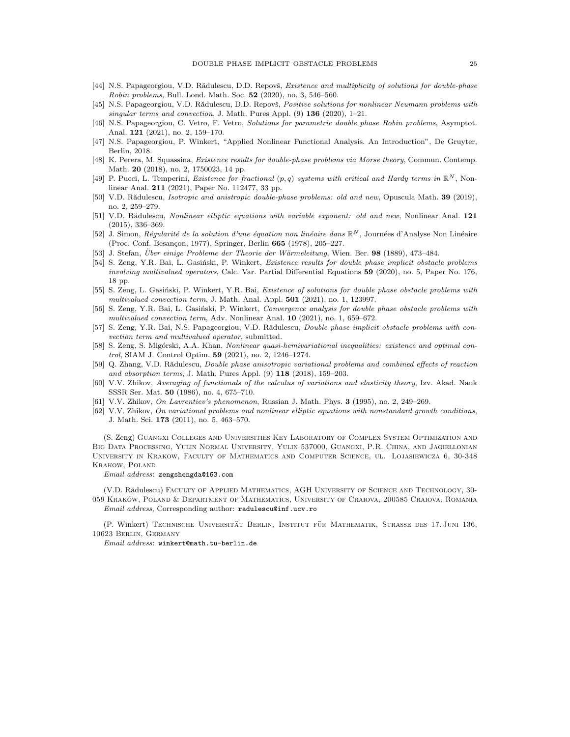[44] N.S. Papageorgiou, V.D. Rădulescu, D.D. Repovš, *Existence and multiplicity of solutions for double-phase Robin problems*, Bull. Lond. Math. Soc. **52** (2020), no. 3, 546–560.

[45] N.S. Papageorgiou, V.D. Rădulescu, D.D. Repovš, *Positive solutions for nonlinear Neumann problems with singular terms and convection*, J. Math. Pures Appl. (9) **136** (2020), 1–21.

[46] N.S. Papageorgiou, C. Vetro, F. Vetro, *Solutions for parametric double phase Robin problems*, Asymptot. Anal. **121** (2021), no. 2, 159–170.

[47] N.S. Papageorgiou, P. Winkert, "Applied Nonlinear Functional Analysis. An Introduction", De Gruyter, Berlin, 2018.

[48] K. Perera, M. Squassina, *Existence results for double-phase problems via Morse theory*, Commun. Contemp. Math. **20** (2018), no. 2, 1750023, 14 pp.

[49] P. Pucci, L. Temperini, *Existence for fractional $(p, q)$ systems with critical and Hardy terms in $\mathbb{R}^N$*, Nonlinear Anal. **211** (2021), Paper No. 112477, 33 pp.

[50] V.D. Rădulescu, *Isotropic and anistropic double-phase problems: old and new*, Opuscula Math. **39** (2019), no. 2, 259–279.

[51] V.D. Rădulescu, *Nonlinear elliptic equations with variable exponent: old and new*, Nonlinear Anal. **121** (2015), 336–369.

[52] J. Simon, *Régularité de la solution d'une équation non linéaire dans $\mathbb{R}^N$*, Journées d'Analyse Non Linéaire (Proc. Conf. Besançon, 1977), Springer, Berlin **665** (1978), 205–227.

[53] J. Stefan, *Über einige Probleme der Theorie der Wärmeleitung*, Wien. Ber. **98** (1889), 473–484.

[54] S. Zeng, Y.R. Bai, L. Gasiński, P. Winkert, *Existence results for double phase implicit obstacle problems involving multivalued operators*, Calc. Var. Partial Differential Equations **59** (2020), no. 5, Paper No. 176, 18 pp.

[55] S. Zeng, L. Gasiński, P. Winkert, Y.R. Bai, *Existence of solutions for double phase obstacle problems with multivalued convection term*, J. Math. Anal. Appl. **501** (2021), no. 1, 123997.

[56] S. Zeng, Y.R. Bai, L. Gasiński, P. Winkert, *Convergence analysis for double phase obstacle problems with multivalued convection term*, Adv. Nonlinear Anal. **10** (2021), no. 1, 659–672.

[57] S. Zeng, Y.R. Bai, N.S. Papageorgiou, V.D. Rădulescu, *Double phase implicit obstacle problems with convection term and multivalued operator*, submitted.

[58] S. Zeng, S. Migórski, A.A. Khan, *Nonlinear quasi-hemivariational inequalities: existence and optimal control*, SIAM J. Control Optim. **59** (2021), no. 2, 1246–1274.

[59] Q. Zhang, V.D. Rădulescu, *Double phase anisotropic variational problems and combined effects of reaction and absorption terms*, J. Math. Pures Appl. (9) **118** (2018), 159–203.

[60] V.V. Zhikov, *Averaging of functionals of the calculus of variations and elasticity theory*, Izv. Akad. Nauk SSSR Ser. Mat. **50** (1986), no. 4, 675–710.

[61] V.V. Zhikov, *On Lavrentiev's phenomenon*, Russian J. Math. Phys. **3** (1995), no. 2, 249–269.

[62] V.V. Zhikov, *On variational problems and nonlinear elliptic equations with nonstandard growth conditions*, J. Math. Sci. **173** (2011), no. 5, 463–570.

(S. Zeng) Guangxi Colleges and Universities Key Laboratory of Complex System Optimization and Big Data Processing, Yulin Normal University, Yulin 537000, Guangxi, P.R. China, and Jagiellonian University in Krakow, Faculty of Mathematics and Computer Science, ul. Lojasiewicza 6, 30-348 Krakow, Poland

*Email address*: zengshengda@163.com

(V.D. Rădulescu) Faculty of Applied Mathematics, AGH University of Science and Technology, 30-059 Kraków, Poland & Department of Mathematics, University of Craiova, 200585 Craiova, Romania

*Email address*, Corresponding author: radulescu@inf.ucv.ro

(P. Winkert) Technische Universität Berlin, Institut für Mathematik, Strasse des 17. Juni 136, 10623 Berlin, Germany

*Email address*: winkert@math.tu-berlin.de